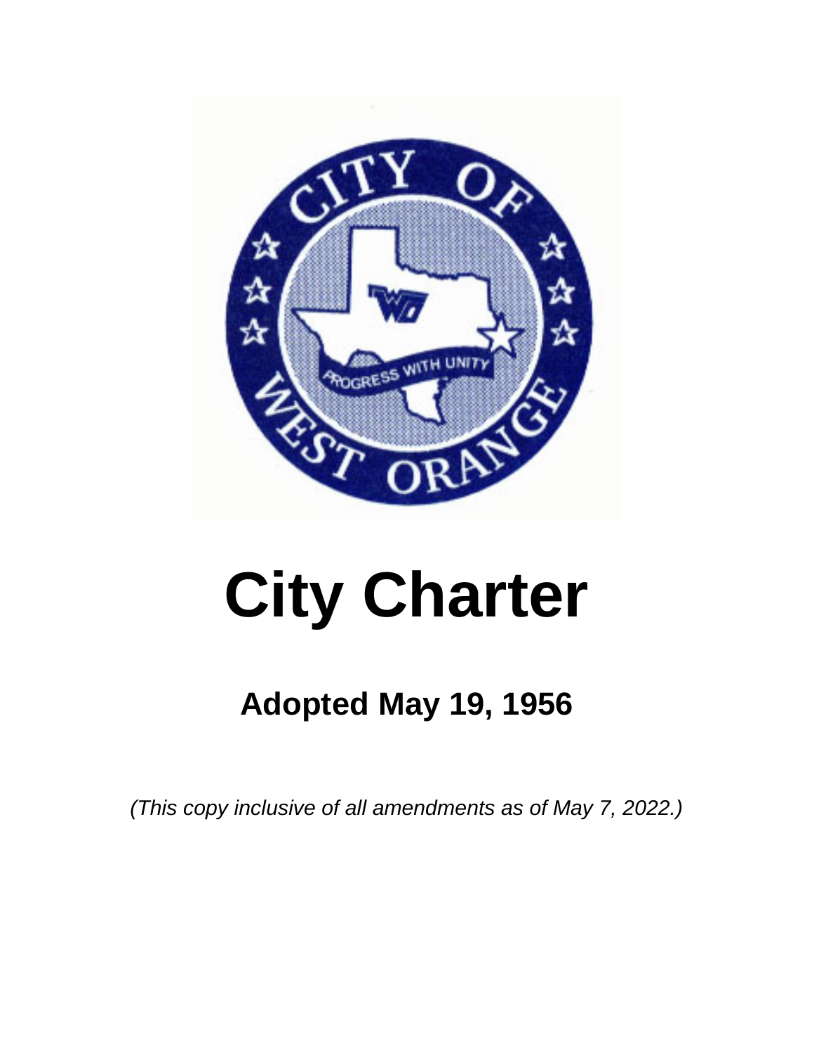# City Charter

## Adopted May 19, 1956

*(This copy inclusive of all amendments as of May 7, 2022.)*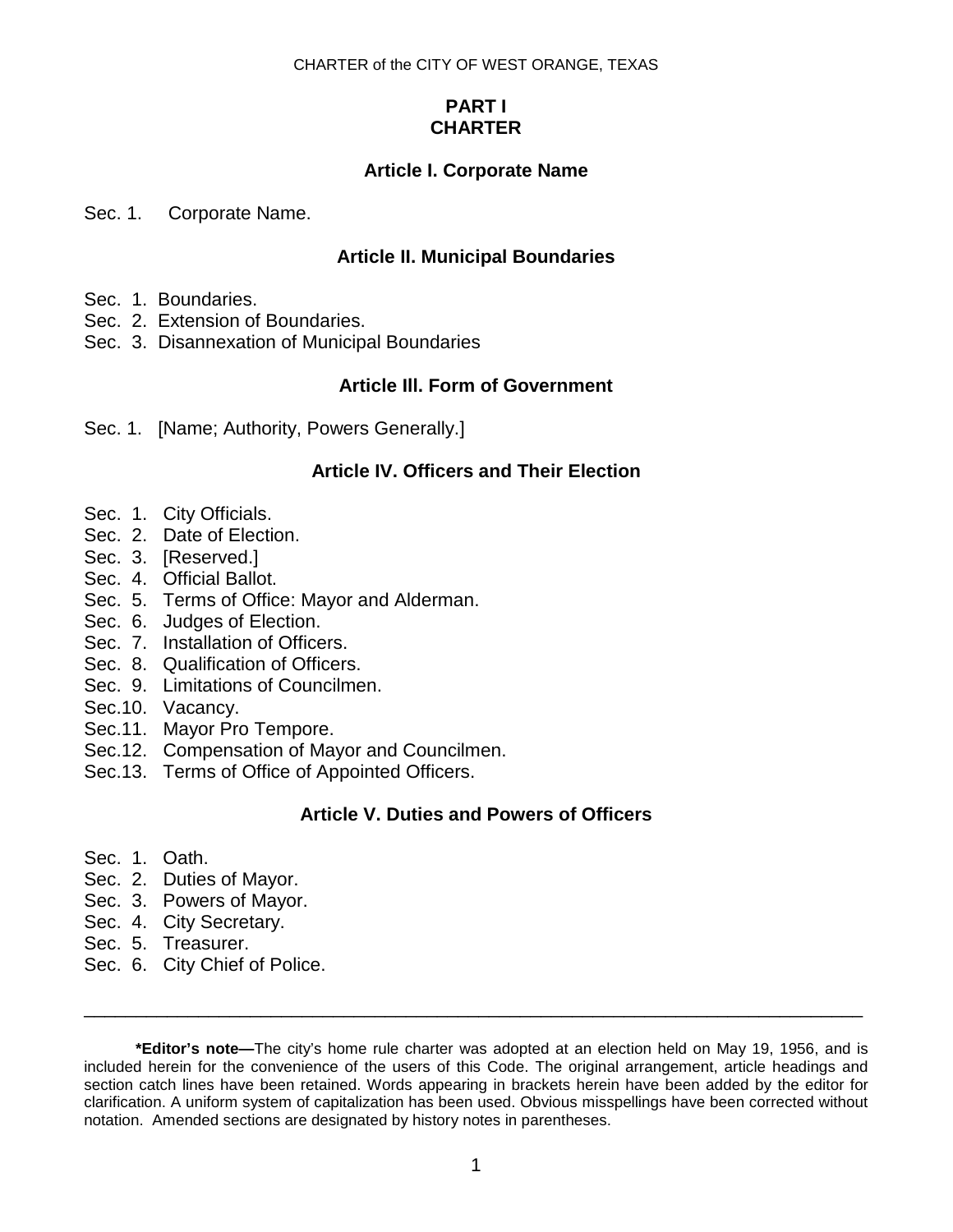# PART I
# CHARTER

## Article I. Corporate Name

Sec. 1. Corporate Name.

## Article II. Municipal Boundaries

Sec. 1. Boundaries.
Sec. 2. Extension of Boundaries.
Sec. 3. Disannexation of Municipal Boundaries

## Article III. Form of Government

Sec. 1. [Name; Authority, Powers Generally.]

## Article IV. Officers and Their Election

Sec. 1. City Officials.
Sec. 2. Date of Election.
Sec. 3. [Reserved.]
Sec. 4. Official Ballot.
Sec. 5. Terms of Office: Mayor and Alderman.
Sec. 6. Judges of Election.
Sec. 7. Installation of Officers.
Sec. 8. Qualification of Officers.
Sec. 9. Limitations of Councilmen.
Sec.10. Vacancy.
Sec.11. Mayor Pro Tempore.
Sec.12. Compensation of Mayor and Councilmen.
Sec.13. Terms of Office of Appointed Officers.

## Article V. Duties and Powers of Officers

Sec. 1. Oath.
Sec. 2. Duties of Mayor.
Sec. 3. Powers of Mayor.
Sec. 4. City Secretary.
Sec. 5. Treasurer.
Sec. 6. City Chief of Police.

---

**\*Editor's note—**The city's home rule charter was adopted at an election held on May 19, 1956, and is included herein for the convenience of the users of this Code. The original arrangement, article headings and section catch lines have been retained. Words appearing in brackets herein have been added by the editor for clarification. A uniform system of capitalization has been used. Obvious misspellings have been corrected without notation. Amended sections are designated by history notes in parentheses.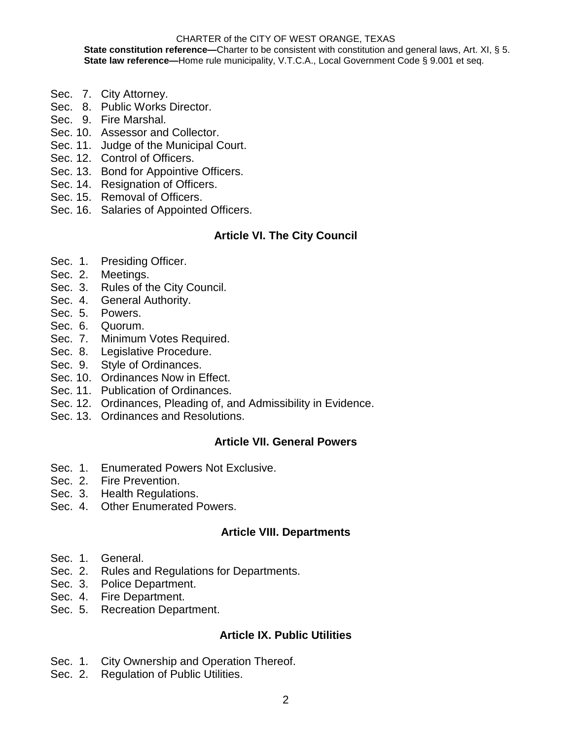Sec. 7. City Attorney.
Sec. 8. Public Works Director.
Sec. 9. Fire Marshal.
Sec. 10. Assessor and Collector.
Sec. 11. Judge of the Municipal Court.
Sec. 12. Control of Officers.
Sec. 13. Bond for Appointive Officers.
Sec. 14. Resignation of Officers.
Sec. 15. Removal of Officers.
Sec. 16. Salaries of Appointed Officers.

### Article VI. The City Council

Sec. 1. Presiding Officer.
Sec. 2. Meetings.
Sec. 3. Rules of the City Council.
Sec. 4. General Authority.
Sec. 5. Powers.
Sec. 6. Quorum.
Sec. 7. Minimum Votes Required.
Sec. 8. Legislative Procedure.
Sec. 9. Style of Ordinances.
Sec. 10. Ordinances Now in Effect.
Sec. 11. Publication of Ordinances.
Sec. 12. Ordinances, Pleading of, and Admissibility in Evidence.
Sec. 13. Ordinances and Resolutions.

### Article VII. General Powers

Sec. 1. Enumerated Powers Not Exclusive.
Sec. 2. Fire Prevention.
Sec. 3. Health Regulations.
Sec. 4. Other Enumerated Powers.

### Article VIII. Departments

Sec. 1. General.
Sec. 2. Rules and Regulations for Departments.
Sec. 3. Police Department.
Sec. 4. Fire Department.
Sec. 5. Recreation Department.

### Article IX. Public Utilities

Sec. 1. City Ownership and Operation Thereof.
Sec. 2. Regulation of Public Utilities.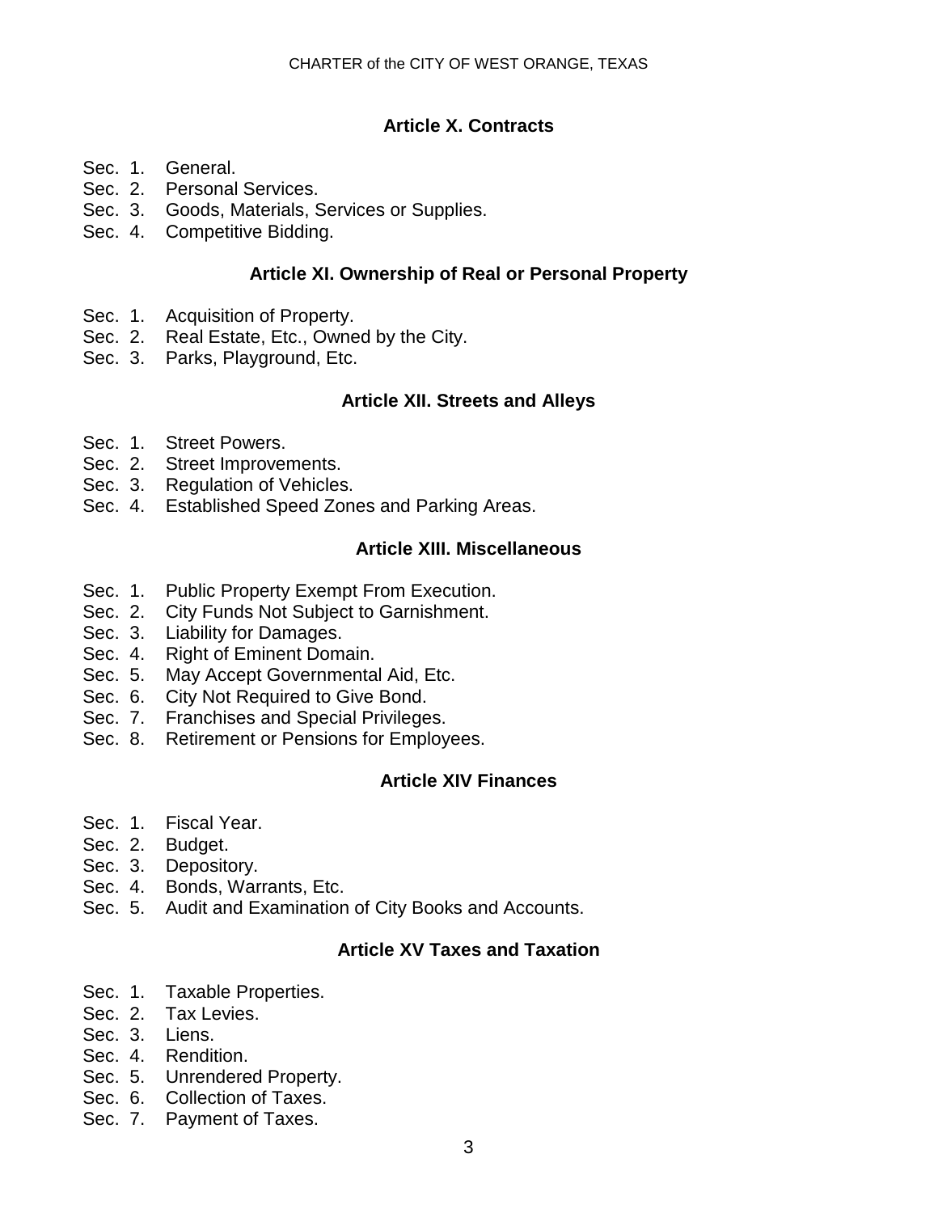### Article X. Contracts

Sec. 1. General.
Sec. 2. Personal Services.
Sec. 3. Goods, Materials, Services or Supplies.
Sec. 4. Competitive Bidding.

### Article XI. Ownership of Real or Personal Property

Sec. 1. Acquisition of Property.
Sec. 2. Real Estate, Etc., Owned by the City.
Sec. 3. Parks, Playground, Etc.

### Article XII. Streets and Alleys

Sec. 1. Street Powers.
Sec. 2. Street Improvements.
Sec. 3. Regulation of Vehicles.
Sec. 4. Established Speed Zones and Parking Areas.

### Article XIII. Miscellaneous

Sec. 1. Public Property Exempt From Execution.
Sec. 2. City Funds Not Subject to Garnishment.
Sec. 3. Liability for Damages.
Sec. 4. Right of Eminent Domain.
Sec. 5. May Accept Governmental Aid, Etc.
Sec. 6. City Not Required to Give Bond.
Sec. 7. Franchises and Special Privileges.
Sec. 8. Retirement or Pensions for Employees.

### Article XIV Finances

Sec. 1. Fiscal Year.
Sec. 2. Budget.
Sec. 3. Depository.
Sec. 4. Bonds, Warrants, Etc.
Sec. 5. Audit and Examination of City Books and Accounts.

### Article XV Taxes and Taxation

Sec. 1. Taxable Properties.
Sec. 2. Tax Levies.
Sec. 3. Liens.
Sec. 4. Rendition.
Sec. 5. Unrendered Property.
Sec. 6. Collection of Taxes.
Sec. 7. Payment of Taxes.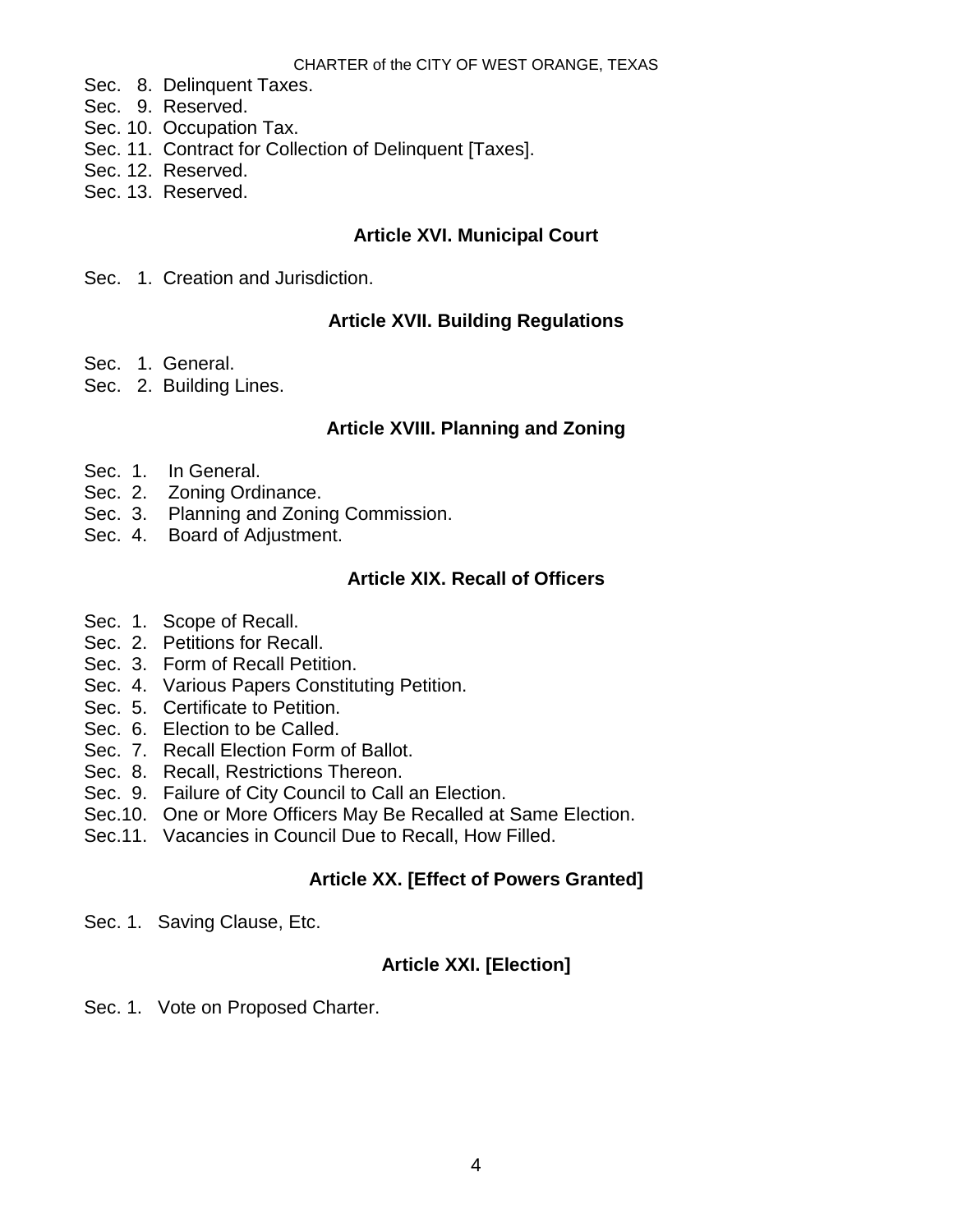Sec. 8. Delinquent Taxes.
Sec. 9. Reserved.
Sec. 10. Occupation Tax.
Sec. 11. Contract for Collection of Delinquent [Taxes].
Sec. 12. Reserved.
Sec. 13. Reserved.

## Article XVI. Municipal Court

Sec. 1. Creation and Jurisdiction.

## Article XVII. Building Regulations

Sec. 1. General.
Sec. 2. Building Lines.

## Article XVIII. Planning and Zoning

Sec. 1. In General.
Sec. 2. Zoning Ordinance.
Sec. 3. Planning and Zoning Commission.
Sec. 4. Board of Adjustment.

## Article XIX. Recall of Officers

Sec. 1. Scope of Recall.
Sec. 2. Petitions for Recall.
Sec. 3. Form of Recall Petition.
Sec. 4. Various Papers Constituting Petition.
Sec. 5. Certificate to Petition.
Sec. 6. Election to be Called.
Sec. 7. Recall Election Form of Ballot.
Sec. 8. Recall, Restrictions Thereon.
Sec. 9. Failure of City Council to Call an Election.
Sec.10. One or More Officers May Be Recalled at Same Election.
Sec.11. Vacancies in Council Due to Recall, How Filled.

## Article XX. [Effect of Powers Granted]

Sec. 1. Saving Clause, Etc.

## Article XXI. [Election]

Sec. 1. Vote on Proposed Charter.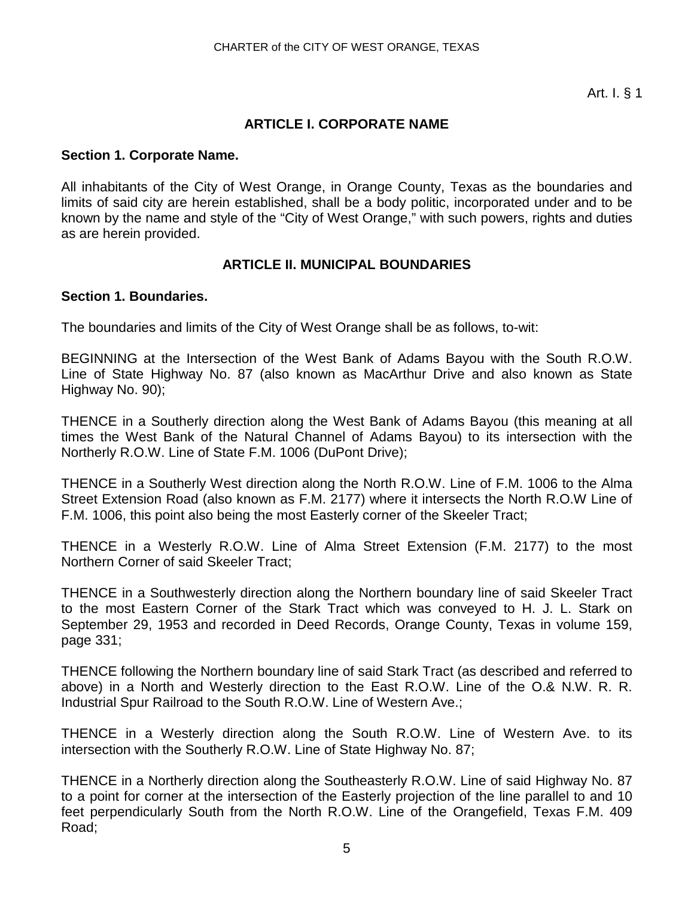## ARTICLE I. CORPORATE NAME

**Section 1. Corporate Name.**

All inhabitants of the City of West Orange, in Orange County, Texas as the boundaries and limits of said city are herein established, shall be a body politic, incorporated under and to be known by the name and style of the "City of West Orange," with such powers, rights and duties as are herein provided.

## ARTICLE II. MUNICIPAL BOUNDARIES

**Section 1. Boundaries.**

The boundaries and limits of the City of West Orange shall be as follows, to-wit:

BEGINNING at the Intersection of the West Bank of Adams Bayou with the South R.O.W. Line of State Highway No. 87 (also known as MacArthur Drive and also known as State Highway No. 90);

THENCE in a Southerly direction along the West Bank of Adams Bayou (this meaning at all times the West Bank of the Natural Channel of Adams Bayou) to its intersection with the Northerly R.O.W. Line of State F.M. 1006 (DuPont Drive);

THENCE in a Southerly West direction along the North R.O.W. Line of F.M. 1006 to the Alma Street Extension Road (also known as F.M. 2177) where it intersects the North R.O.W Line of F.M. 1006, this point also being the most Easterly corner of the Skeeler Tract;

THENCE in a Westerly R.O.W. Line of Alma Street Extension (F.M. 2177) to the most Northern Corner of said Skeeler Tract;

THENCE in a Southwesterly direction along the Northern boundary line of said Skeeler Tract to the most Eastern Corner of the Stark Tract which was conveyed to H. J. L. Stark on September 29, 1953 and recorded in Deed Records, Orange County, Texas in volume 159, page 331;

THENCE following the Northern boundary line of said Stark Tract (as described and referred to above) in a North and Westerly direction to the East R.O.W. Line of the O.& N.W. R. R. Industrial Spur Railroad to the South R.O.W. Line of Western Ave.;

THENCE in a Westerly direction along the South R.O.W. Line of Western Ave. to its intersection with the Southerly R.O.W. Line of State Highway No. 87;

THENCE in a Northerly direction along the Southeasterly R.O.W. Line of said Highway No. 87 to a point for corner at the intersection of the Easterly projection of the line parallel to and 10 feet perpendicularly South from the North R.O.W. Line of the Orangefield, Texas F.M. 409 Road;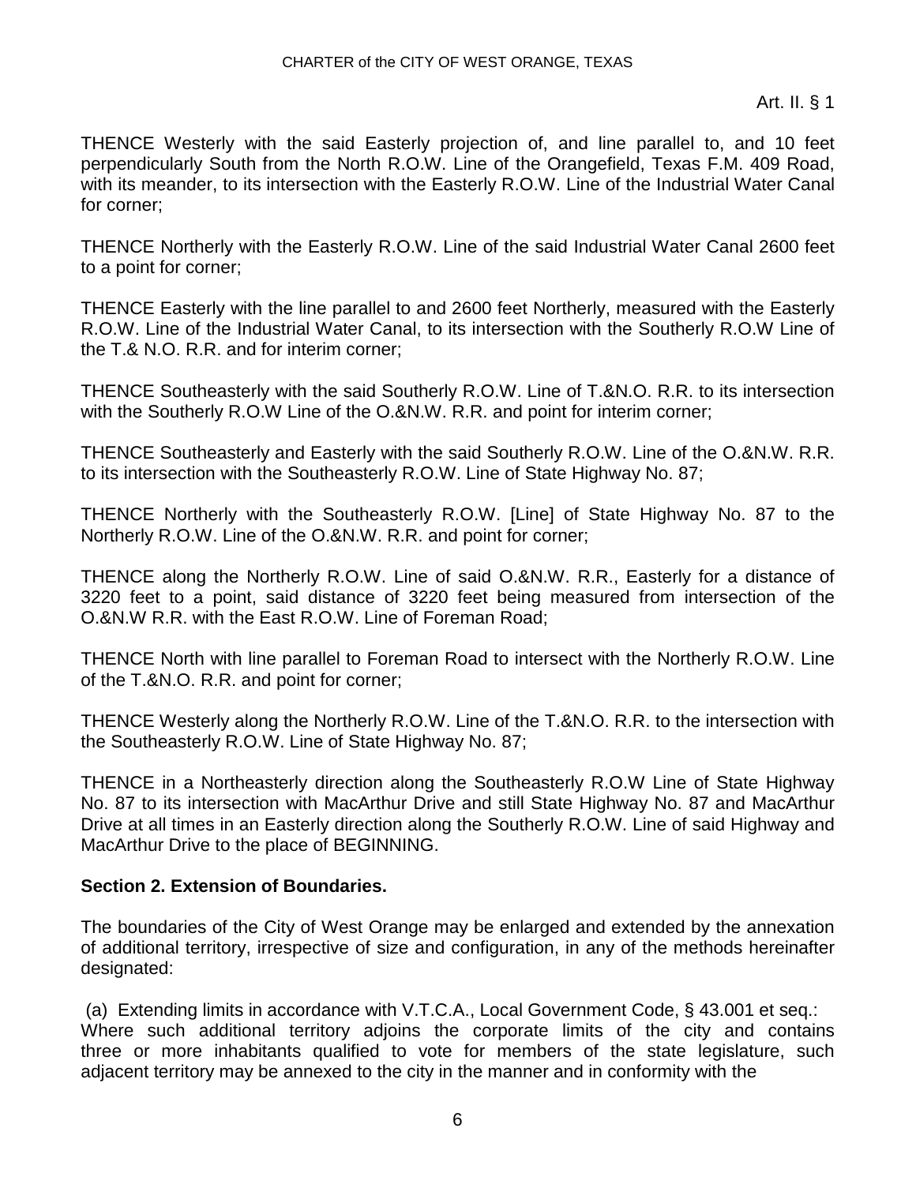THENCE Westerly with the said Easterly projection of, and line parallel to, and 10 feet perpendicularly South from the North R.O.W. Line of the Orangefield, Texas F.M. 409 Road, with its meander, to its intersection with the Easterly R.O.W. Line of the Industrial Water Canal for corner;

THENCE Northerly with the Easterly R.O.W. Line of the said Industrial Water Canal 2600 feet to a point for corner;

THENCE Easterly with the line parallel to and 2600 feet Northerly, measured with the Easterly R.O.W. Line of the Industrial Water Canal, to its intersection with the Southerly R.O.W Line of the T.& N.O. R.R. and for interim corner;

THENCE Southeasterly with the said Southerly R.O.W. Line of T.&N.O. R.R. to its intersection with the Southerly R.O.W Line of the O.&N.W. R.R. and point for interim corner;

THENCE Southeasterly and Easterly with the said Southerly R.O.W. Line of the O.&N.W. R.R. to its intersection with the Southeasterly R.O.W. Line of State Highway No. 87;

THENCE Northerly with the Southeasterly R.O.W. [Line] of State Highway No. 87 to the Northerly R.O.W. Line of the O.&N.W. R.R. and point for corner;

THENCE along the Northerly R.O.W. Line of said O.&N.W. R.R., Easterly for a distance of 3220 feet to a point, said distance of 3220 feet being measured from intersection of the O.&N.W R.R. with the East R.O.W. Line of Foreman Road;

THENCE North with line parallel to Foreman Road to intersect with the Northerly R.O.W. Line of the T.&N.O. R.R. and point for corner;

THENCE Westerly along the Northerly R.O.W. Line of the T.&N.O. R.R. to the intersection with the Southeasterly R.O.W. Line of State Highway No. 87;

THENCE in a Northeasterly direction along the Southeasterly R.O.W Line of State Highway No. 87 to its intersection with MacArthur Drive and still State Highway No. 87 and MacArthur Drive at all times in an Easterly direction along the Southerly R.O.W. Line of said Highway and MacArthur Drive to the place of BEGINNING.

**Section 2. Extension of Boundaries.**

The boundaries of the City of West Orange may be enlarged and extended by the annexation of additional territory, irrespective of size and configuration, in any of the methods hereinafter designated:

(a) Extending limits in accordance with V.T.C.A., Local Government Code, § 43.001 et seq.: Where such additional territory adjoins the corporate limits of the city and contains three or more inhabitants qualified to vote for members of the state legislature, such adjacent territory may be annexed to the city in the manner and in conformity with the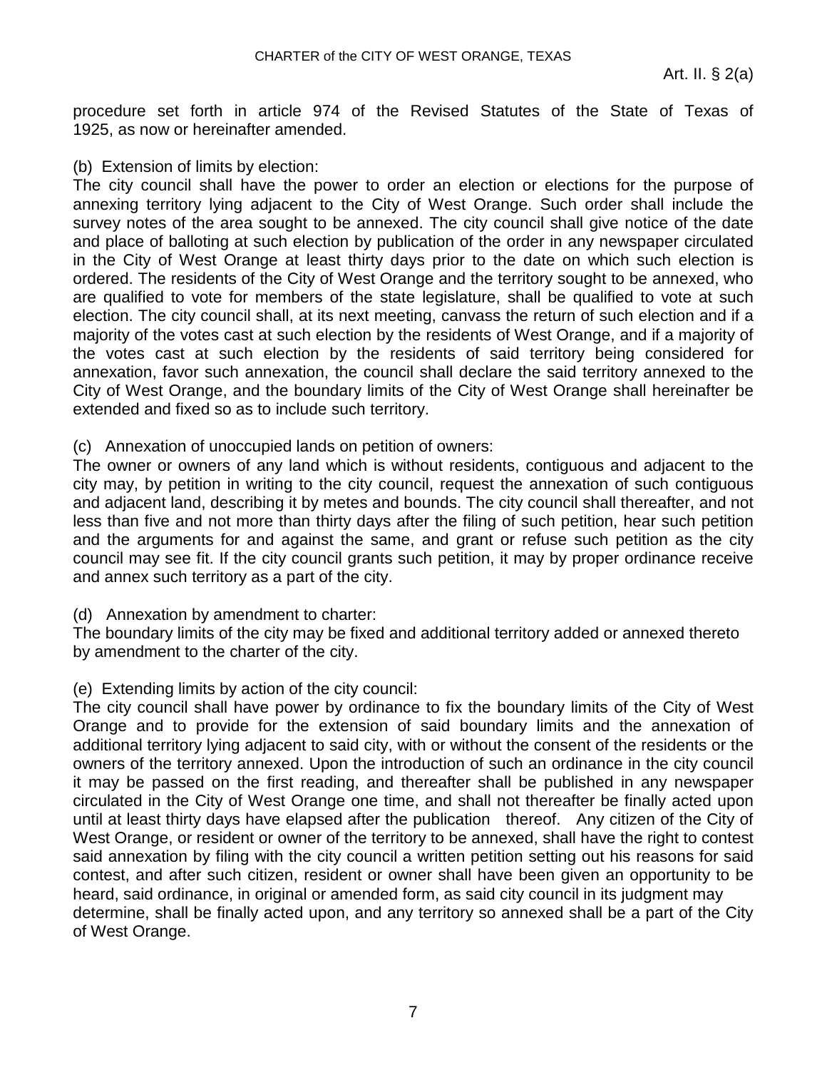procedure set forth in article 974 of the Revised Statutes of the State of Texas of 1925, as now or hereinafter amended.

(b) Extension of limits by election:

The city council shall have the power to order an election or elections for the purpose of annexing territory lying adjacent to the City of West Orange. Such order shall include the survey notes of the area sought to be annexed. The city council shall give notice of the date and place of balloting at such election by publication of the order in any newspaper circulated in the City of West Orange at least thirty days prior to the date on which such election is ordered. The residents of the City of West Orange and the territory sought to be annexed, who are qualified to vote for members of the state legislature, shall be qualified to vote at such election. The city council shall, at its next meeting, canvass the return of such election and if a majority of the votes cast at such election by the residents of West Orange, and if a majority of the votes cast at such election by the residents of said territory being considered for annexation, favor such annexation, the council shall declare the said territory annexed to the City of West Orange, and the boundary limits of the City of West Orange shall hereinafter be extended and fixed so as to include such territory.

(c) Annexation of unoccupied lands on petition of owners:

The owner or owners of any land which is without residents, contiguous and adjacent to the city may, by petition in writing to the city council, request the annexation of such contiguous and adjacent land, describing it by metes and bounds. The city council shall thereafter, and not less than five and not more than thirty days after the filing of such petition, hear such petition and the arguments for and against the same, and grant or refuse such petition as the city council may see fit. If the city council grants such petition, it may by proper ordinance receive and annex such territory as a part of the city.

(d) Annexation by amendment to charter:

The boundary limits of the city may be fixed and additional territory added or annexed thereto by amendment to the charter of the city.

(e) Extending limits by action of the city council:

The city council shall have power by ordinance to fix the boundary limits of the City of West Orange and to provide for the extension of said boundary limits and the annexation of additional territory lying adjacent to said city, with or without the consent of the residents or the owners of the territory annexed. Upon the introduction of such an ordinance in the city council it may be passed on the first reading, and thereafter shall be published in any newspaper circulated in the City of West Orange one time, and shall not thereafter be finally acted upon until at least thirty days have elapsed after the publication thereof. Any citizen of the City of West Orange, or resident or owner of the territory to be annexed, shall have the right to contest said annexation by filing with the city council a written petition setting out his reasons for said contest, and after such citizen, resident or owner shall have been given an opportunity to be heard, said ordinance, in original or amended form, as said city council in its judgment may determine, shall be finally acted upon, and any territory so annexed shall be a part of the City of West Orange.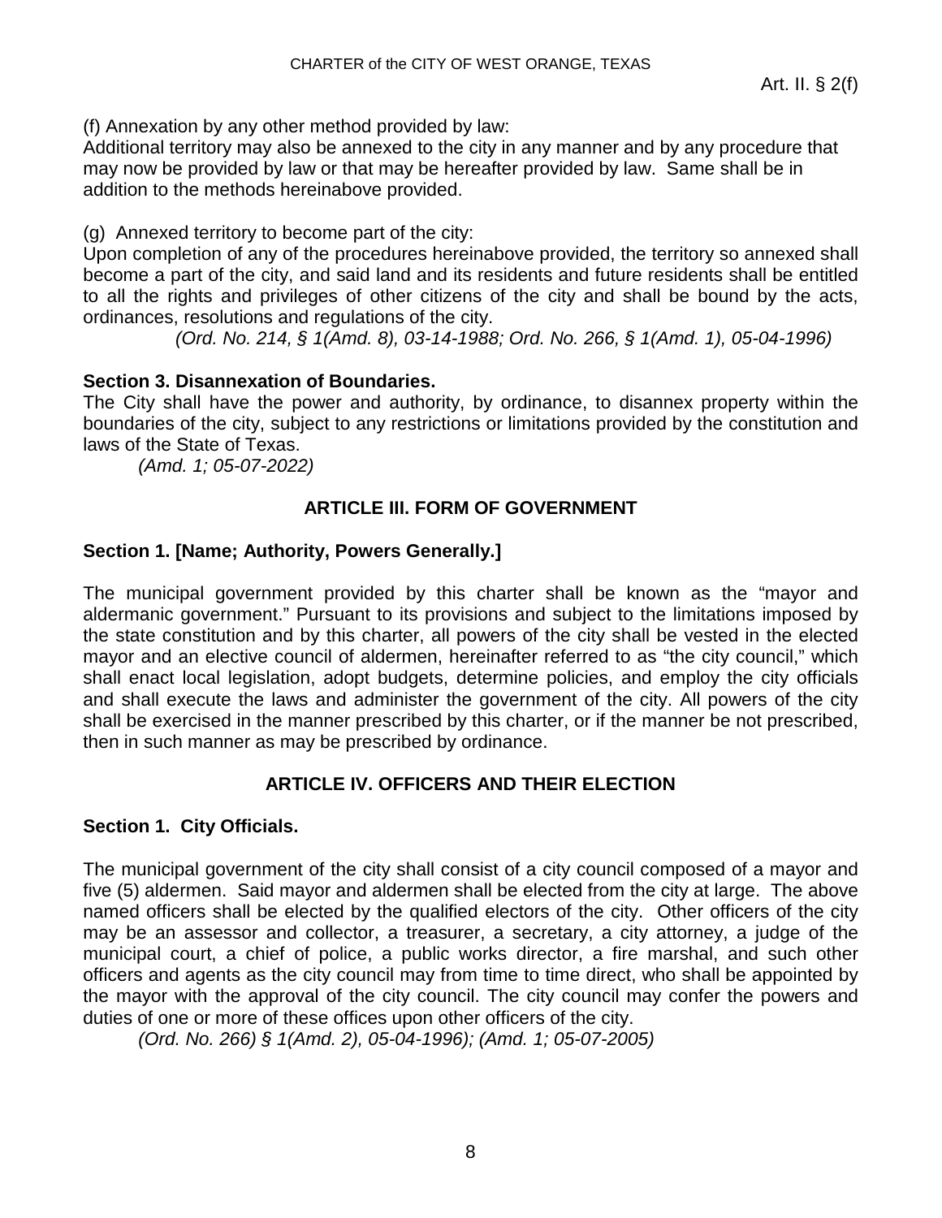(f) Annexation by any other method provided by law:
Additional territory may also be annexed to the city in any manner and by any procedure that may now be provided by law or that may be hereafter provided by law. Same shall be in addition to the methods hereinabove provided.

(g) Annexed territory to become part of the city:
Upon completion of any of the procedures hereinabove provided, the territory so annexed shall become a part of the city, and said land and its residents and future residents shall be entitled to all the rights and privileges of other citizens of the city and shall be bound by the acts, ordinances, resolutions and regulations of the city.

*(Ord. No. 214, § 1(Amd. 8), 03-14-1988; Ord. No. 266, § 1(Amd. 1), 05-04-1996)*

**Section 3. Disannexation of Boundaries.**
The City shall have the power and authority, by ordinance, to disannex property within the boundaries of the city, subject to any restrictions or limitations provided by the constitution and laws of the State of Texas.

*(Amd. 1; 05-07-2022)*

## ARTICLE III. FORM OF GOVERNMENT

**Section 1. [Name; Authority, Powers Generally.]**

The municipal government provided by this charter shall be known as the "mayor and aldermanic government." Pursuant to its provisions and subject to the limitations imposed by the state constitution and by this charter, all powers of the city shall be vested in the elected mayor and an elective council of aldermen, hereinafter referred to as "the city council," which shall enact local legislation, adopt budgets, determine policies, and employ the city officials and shall execute the laws and administer the government of the city. All powers of the city shall be exercised in the manner prescribed by this charter, or if the manner be not prescribed, then in such manner as may be prescribed by ordinance.

## ARTICLE IV. OFFICERS AND THEIR ELECTION

**Section 1. City Officials.**

The municipal government of the city shall consist of a city council composed of a mayor and five (5) aldermen. Said mayor and aldermen shall be elected from the city at large. The above named officers shall be elected by the qualified electors of the city. Other officers of the city may be an assessor and collector, a treasurer, a secretary, a city attorney, a judge of the municipal court, a chief of police, a public works director, a fire marshal, and such other officers and agents as the city council may from time to time direct, who shall be appointed by the mayor with the approval of the city council. The city council may confer the powers and duties of one or more of these offices upon other officers of the city.

*(Ord. No. 266) § 1(Amd. 2), 05-04-1996); (Amd. 1; 05-07-2005)*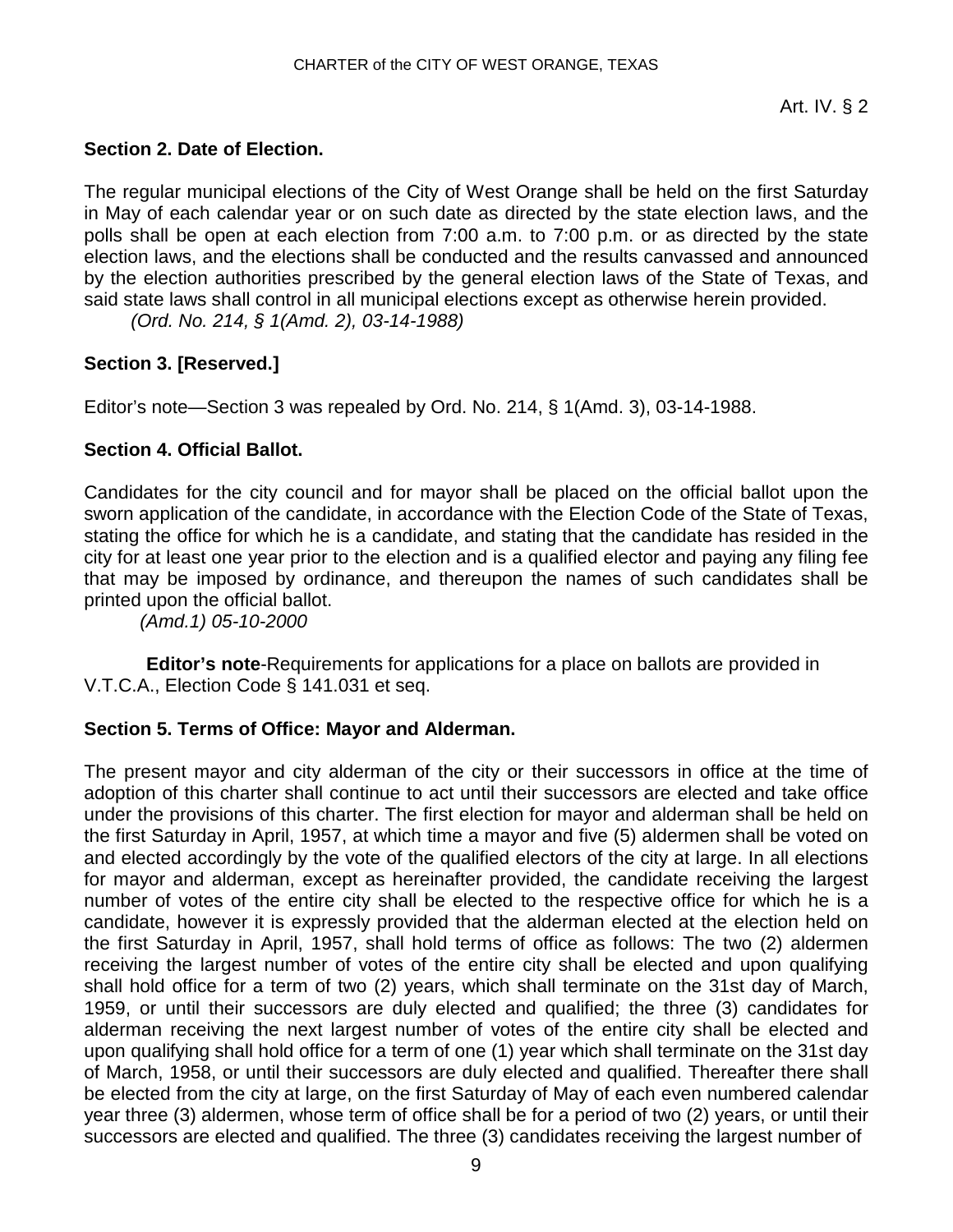### Section 2. Date of Election.

The regular municipal elections of the City of West Orange shall be held on the first Saturday in May of each calendar year or on such date as directed by the state election laws, and the polls shall be open at each election from 7:00 a.m. to 7:00 p.m. or as directed by the state election laws, and the elections shall be conducted and the results canvassed and announced by the election authorities prescribed by the general election laws of the State of Texas, and said state laws shall control in all municipal elections except as otherwise herein provided.

*(Ord. No. 214, § 1(Amd. 2), 03-14-1988)*

### Section 3. [Reserved.]

Editor's note—Section 3 was repealed by Ord. No. 214, § 1(Amd. 3), 03-14-1988.

### Section 4. Official Ballot.

Candidates for the city council and for mayor shall be placed on the official ballot upon the sworn application of the candidate, in accordance with the Election Code of the State of Texas, stating the office for which he is a candidate, and stating that the candidate has resided in the city for at least one year prior to the election and is a qualified elector and paying any filing fee that may be imposed by ordinance, and thereupon the names of such candidates shall be printed upon the official ballot.

*(Amd.1) 05-10-2000*

**Editor's note**-Requirements for applications for a place on ballots are provided in V.T.C.A., Election Code § 141.031 et seq.

### Section 5. Terms of Office: Mayor and Alderman.

The present mayor and city alderman of the city or their successors in office at the time of adoption of this charter shall continue to act until their successors are elected and take office under the provisions of this charter. The first election for mayor and alderman shall be held on the first Saturday in April, 1957, at which time a mayor and five (5) aldermen shall be voted on and elected accordingly by the vote of the qualified electors of the city at large. In all elections for mayor and alderman, except as hereinafter provided, the candidate receiving the largest number of votes of the entire city shall be elected to the respective office for which he is a candidate, however it is expressly provided that the alderman elected at the election held on the first Saturday in April, 1957, shall hold terms of office as follows: The two (2) aldermen receiving the largest number of votes of the entire city shall be elected and upon qualifying shall hold office for a term of two (2) years, which shall terminate on the 31st day of March, 1959, or until their successors are duly elected and qualified; the three (3) candidates for alderman receiving the next largest number of votes of the entire city shall be elected and upon qualifying shall hold office for a term of one (1) year which shall terminate on the 31st day of March, 1958, or until their successors are duly elected and qualified. Thereafter there shall be elected from the city at large, on the first Saturday of May of each even numbered calendar year three (3) aldermen, whose term of office shall be for a period of two (2) years, or until their successors are elected and qualified. The three (3) candidates receiving the largest number of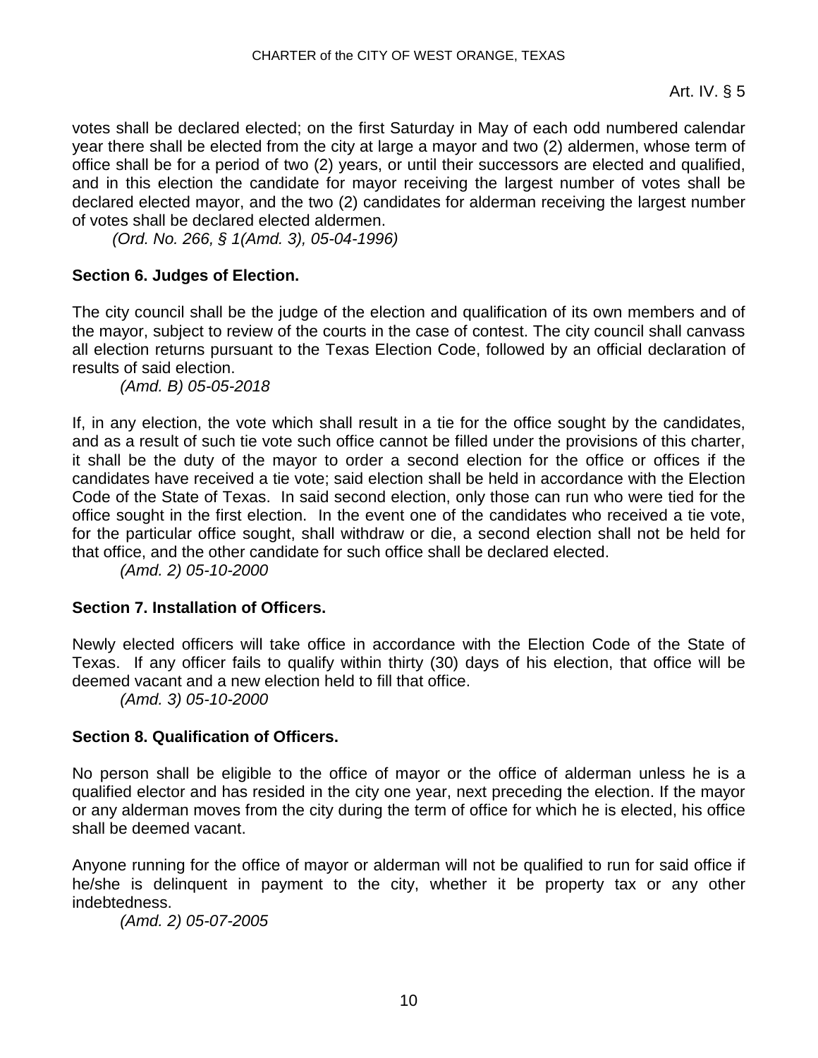votes shall be declared elected; on the first Saturday in May of each odd numbered calendar year there shall be elected from the city at large a mayor and two (2) aldermen, whose term of office shall be for a period of two (2) years, or until their successors are elected and qualified, and in this election the candidate for mayor receiving the largest number of votes shall be declared elected mayor, and the two (2) candidates for alderman receiving the largest number of votes shall be declared elected aldermen.

*(Ord. No. 266, § 1(Amd. 3), 05-04-1996)*

**Section 6. Judges of Election.**

The city council shall be the judge of the election and qualification of its own members and of the mayor, subject to review of the courts in the case of contest. The city council shall canvass all election returns pursuant to the Texas Election Code, followed by an official declaration of results of said election.

*(Amd. B) 05-05-2018*

If, in any election, the vote which shall result in a tie for the office sought by the candidates, and as a result of such tie vote such office cannot be filled under the provisions of this charter, it shall be the duty of the mayor to order a second election for the office or offices if the candidates have received a tie vote; said election shall be held in accordance with the Election Code of the State of Texas. In said second election, only those can run who were tied for the office sought in the first election. In the event one of the candidates who received a tie vote, for the particular office sought, shall withdraw or die, a second election shall not be held for that office, and the other candidate for such office shall be declared elected.

*(Amd. 2) 05-10-2000*

**Section 7. Installation of Officers.**

Newly elected officers will take office in accordance with the Election Code of the State of Texas. If any officer fails to qualify within thirty (30) days of his election, that office will be deemed vacant and a new election held to fill that office.

*(Amd. 3) 05-10-2000*

**Section 8. Qualification of Officers.**

No person shall be eligible to the office of mayor or the office of alderman unless he is a qualified elector and has resided in the city one year, next preceding the election. If the mayor or any alderman moves from the city during the term of office for which he is elected, his office shall be deemed vacant.

Anyone running for the office of mayor or alderman will not be qualified to run for said office if he/she is delinquent in payment to the city, whether it be property tax or any other indebtedness.

*(Amd. 2) 05-07-2005*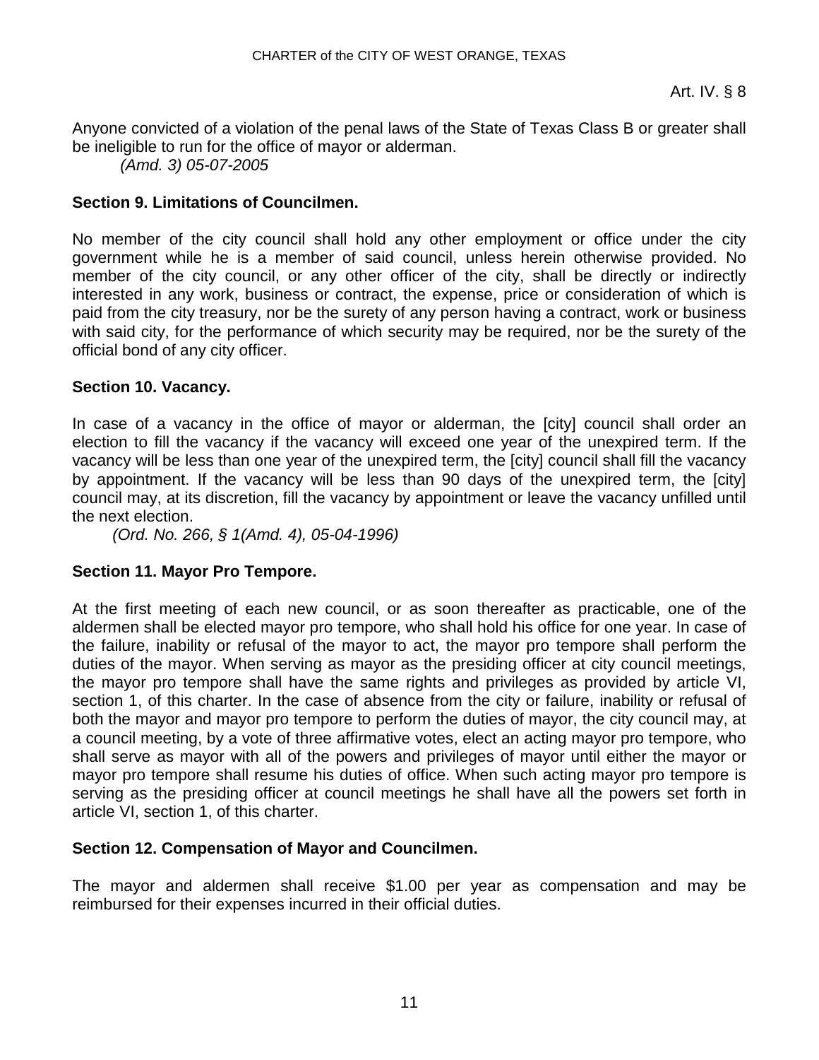Anyone convicted of a violation of the penal laws of the State of Texas Class B or greater shall be ineligible to run for the office of mayor or alderman.

*(Amd. 3) 05-07-2005*

**Section 9. Limitations of Councilmen.**

No member of the city council shall hold any other employment or office under the city government while he is a member of said council, unless herein otherwise provided. No member of the city council, or any other officer of the city, shall be directly or indirectly interested in any work, business or contract, the expense, price or consideration of which is paid from the city treasury, nor be the surety of any person having a contract, work or business with said city, for the performance of which security may be required, nor be the surety of the official bond of any city officer.

**Section 10. Vacancy.**

In case of a vacancy in the office of mayor or alderman, the [city] council shall order an election to fill the vacancy if the vacancy will exceed one year of the unexpired term. If the vacancy will be less than one year of the unexpired term, the [city] council shall fill the vacancy by appointment. If the vacancy will be less than 90 days of the unexpired term, the [city] council may, at its discretion, fill the vacancy by appointment or leave the vacancy unfilled until the next election.

*(Ord. No. 266, § 1(Amd. 4), 05-04-1996)*

**Section 11. Mayor Pro Tempore.**

At the first meeting of each new council, or as soon thereafter as practicable, one of the aldermen shall be elected mayor pro tempore, who shall hold his office for one year. In case of the failure, inability or refusal of the mayor to act, the mayor pro tempore shall perform the duties of the mayor. When serving as mayor as the presiding officer at city council meetings, the mayor pro tempore shall have the same rights and privileges as provided by article VI, section 1, of this charter. In the case of absence from the city or failure, inability or refusal of both the mayor and mayor pro tempore to perform the duties of mayor, the city council may, at a council meeting, by a vote of three affirmative votes, elect an acting mayor pro tempore, who shall serve as mayor with all of the powers and privileges of mayor until either the mayor or mayor pro tempore shall resume his duties of office. When such acting mayor pro tempore is serving as the presiding officer at council meetings he shall have all the powers set forth in article VI, section 1, of this charter.

**Section 12. Compensation of Mayor and Councilmen.**

The mayor and aldermen shall receive $1.00 per year as compensation and may be reimbursed for their expenses incurred in their official duties.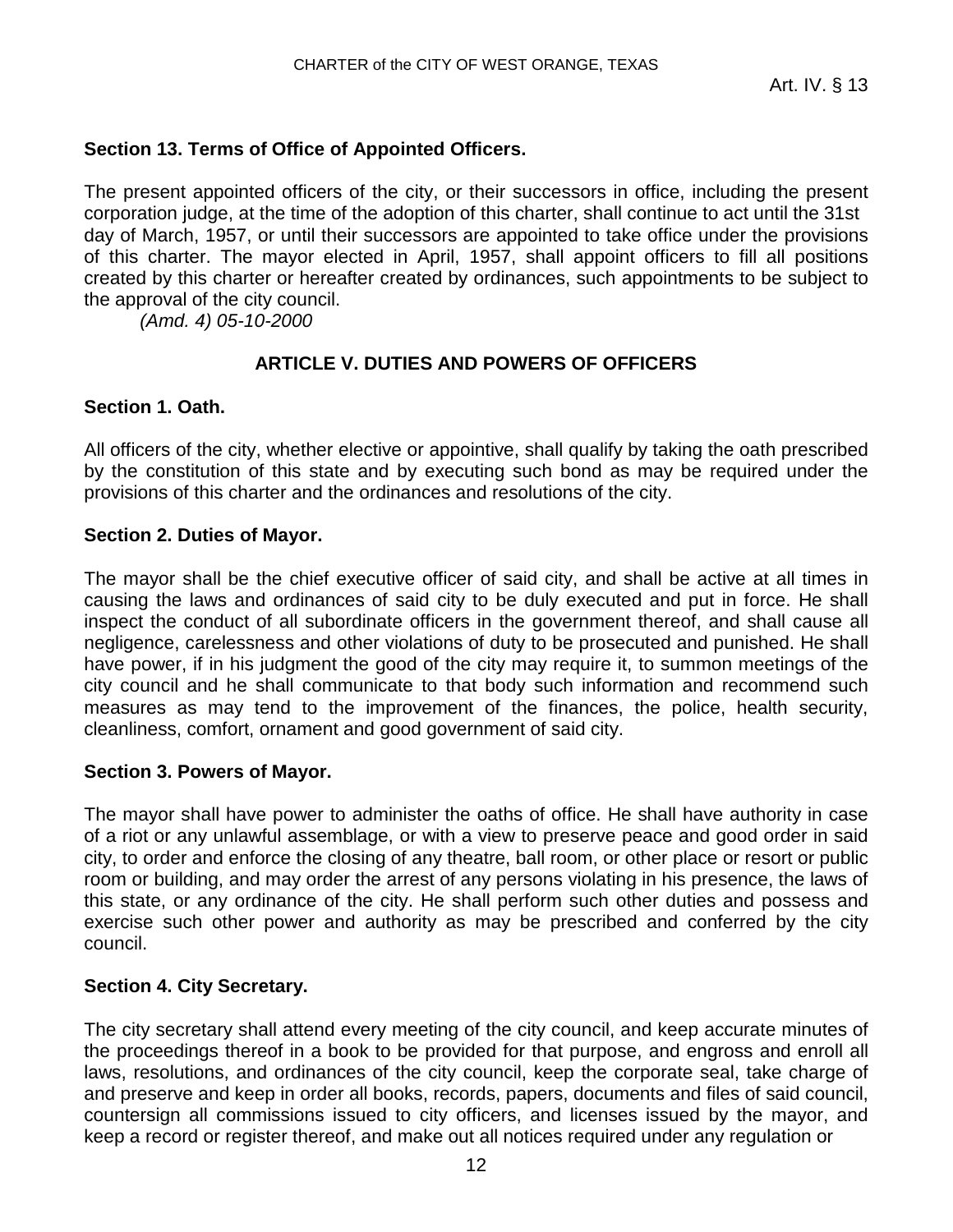### Section 13. Terms of Office of Appointed Officers.

The present appointed officers of the city, or their successors in office, including the present corporation judge, at the time of the adoption of this charter, shall continue to act until the 31st day of March, 1957, or until their successors are appointed to take office under the provisions of this charter. The mayor elected in April, 1957, shall appoint officers to fill all positions created by this charter or hereafter created by ordinances, such appointments to be subject to the approval of the city council.

*(Amd. 4) 05-10-2000*

## ARTICLE V. DUTIES AND POWERS OF OFFICERS

### Section 1. Oath.

All officers of the city, whether elective or appointive, shall qualify by taking the oath prescribed by the constitution of this state and by executing such bond as may be required under the provisions of this charter and the ordinances and resolutions of the city.

### Section 2. Duties of Mayor.

The mayor shall be the chief executive officer of said city, and shall be active at all times in causing the laws and ordinances of said city to be duly executed and put in force. He shall inspect the conduct of all subordinate officers in the government thereof, and shall cause all negligence, carelessness and other violations of duty to be prosecuted and punished. He shall have power, if in his judgment the good of the city may require it, to summon meetings of the city council and he shall communicate to that body such information and recommend such measures as may tend to the improvement of the finances, the police, health security, cleanliness, comfort, ornament and good government of said city.

### Section 3. Powers of Mayor.

The mayor shall have power to administer the oaths of office. He shall have authority in case of a riot or any unlawful assemblage, or with a view to preserve peace and good order in said city, to order and enforce the closing of any theatre, ball room, or other place or resort or public room or building, and may order the arrest of any persons violating in his presence, the laws of this state, or any ordinance of the city. He shall perform such other duties and possess and exercise such other power and authority as may be prescribed and conferred by the city council.

### Section 4. City Secretary.

The city secretary shall attend every meeting of the city council, and keep accurate minutes of the proceedings thereof in a book to be provided for that purpose, and engross and enroll all laws, resolutions, and ordinances of the city council, keep the corporate seal, take charge of and preserve and keep in order all books, records, papers, documents and files of said council, countersign all commissions issued to city officers, and licenses issued by the mayor, and keep a record or register thereof, and make out all notices required under any regulation or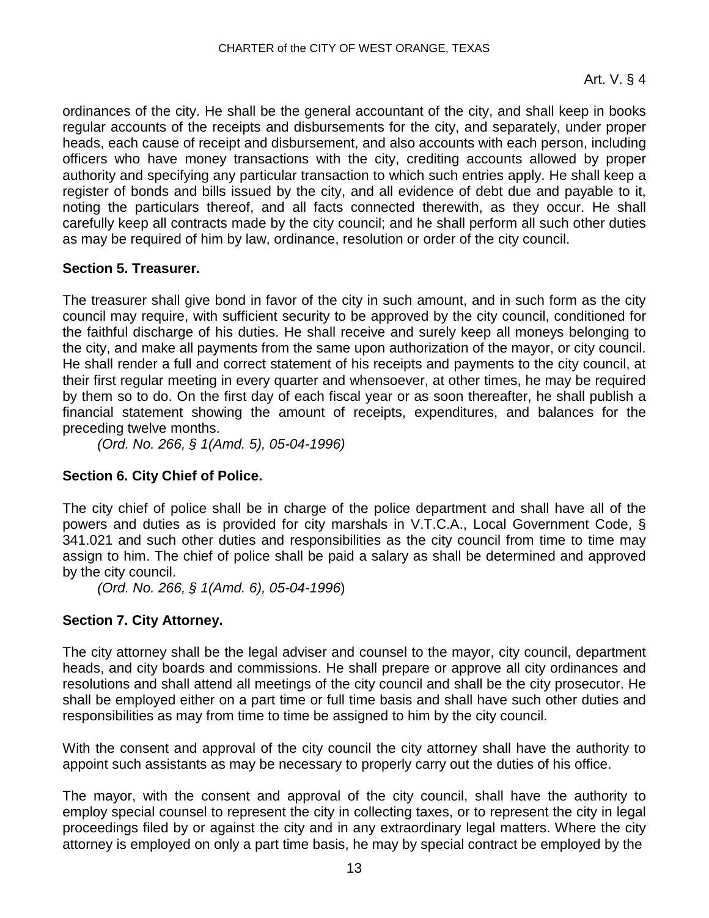ordinances of the city. He shall be the general accountant of the city, and shall keep in books regular accounts of the receipts and disbursements for the city, and separately, under proper heads, each cause of receipt and disbursement, and also accounts with each person, including officers who have money transactions with the city, crediting accounts allowed by proper authority and specifying any particular transaction to which such entries apply. He shall keep a register of bonds and bills issued by the city, and all evidence of debt due and payable to it, noting the particulars thereof, and all facts connected therewith, as they occur. He shall carefully keep all contracts made by the city council; and he shall perform all such other duties as may be required of him by law, ordinance, resolution or order of the city council.

**Section 5. Treasurer.**

The treasurer shall give bond in favor of the city in such amount, and in such form as the city council may require, with sufficient security to be approved by the city council, conditioned for the faithful discharge of his duties. He shall receive and surely keep all moneys belonging to the city, and make all payments from the same upon authorization of the mayor, or city council. He shall render a full and correct statement of his receipts and payments to the city council, at their first regular meeting in every quarter and whensoever, at other times, he may be required by them so to do. On the first day of each fiscal year or as soon thereafter, he shall publish a financial statement showing the amount of receipts, expenditures, and balances for the preceding twelve months.

*(Ord. No. 266, § 1(Amd. 5), 05-04-1996)*

**Section 6. City Chief of Police.**

The city chief of police shall be in charge of the police department and shall have all of the powers and duties as is provided for city marshals in V.T.C.A., Local Government Code, § 341.021 and such other duties and responsibilities as the city council from time to time may assign to him. The chief of police shall be paid a salary as shall be determined and approved by the city council.

*(Ord. No. 266, § 1(Amd. 6), 05-04-1996*)

**Section 7. City Attorney.**

The city attorney shall be the legal adviser and counsel to the mayor, city council, department heads, and city boards and commissions. He shall prepare or approve all city ordinances and resolutions and shall attend all meetings of the city council and shall be the city prosecutor. He shall be employed either on a part time or full time basis and shall have such other duties and responsibilities as may from time to time be assigned to him by the city council.

With the consent and approval of the city council the city attorney shall have the authority to appoint such assistants as may be necessary to properly carry out the duties of his office.

The mayor, with the consent and approval of the city council, shall have the authority to employ special counsel to represent the city in collecting taxes, or to represent the city in legal proceedings filed by or against the city and in any extraordinary legal matters. Where the city attorney is employed on only a part time basis, he may by special contract be employed by the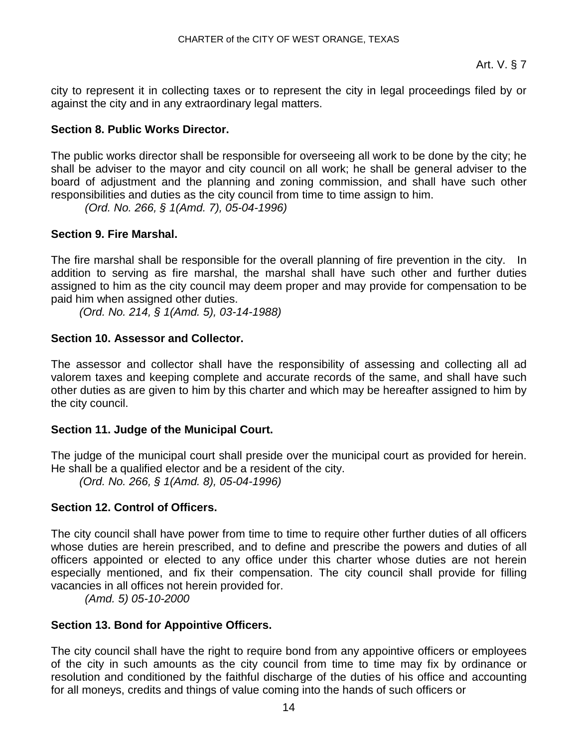city to represent it in collecting taxes or to represent the city in legal proceedings filed by or against the city and in any extraordinary legal matters.

**Section 8. Public Works Director.**

The public works director shall be responsible for overseeing all work to be done by the city; he shall be adviser to the mayor and city council on all work; he shall be general adviser to the board of adjustment and the planning and zoning commission, and shall have such other responsibilities and duties as the city council from time to time assign to him.

*(Ord. No. 266, § 1(Amd. 7), 05-04-1996)*

**Section 9. Fire Marshal.**

The fire marshal shall be responsible for the overall planning of fire prevention in the city. In addition to serving as fire marshal, the marshal shall have such other and further duties assigned to him as the city council may deem proper and may provide for compensation to be paid him when assigned other duties.

*(Ord. No. 214, § 1(Amd. 5), 03-14-1988)*

**Section 10. Assessor and Collector.**

The assessor and collector shall have the responsibility of assessing and collecting all ad valorem taxes and keeping complete and accurate records of the same, and shall have such other duties as are given to him by this charter and which may be hereafter assigned to him by the city council.

**Section 11. Judge of the Municipal Court.**

The judge of the municipal court shall preside over the municipal court as provided for herein. He shall be a qualified elector and be a resident of the city.

*(Ord. No. 266, § 1(Amd. 8), 05-04-1996)*

**Section 12. Control of Officers.**

The city council shall have power from time to time to require other further duties of all officers whose duties are herein prescribed, and to define and prescribe the powers and duties of all officers appointed or elected to any office under this charter whose duties are not herein especially mentioned, and fix their compensation. The city council shall provide for filling vacancies in all offices not herein provided for.

*(Amd. 5) 05-10-2000*

**Section 13. Bond for Appointive Officers.**

The city council shall have the right to require bond from any appointive officers or employees of the city in such amounts as the city council from time to time may fix by ordinance or resolution and conditioned by the faithful discharge of the duties of his office and accounting for all moneys, credits and things of value coming into the hands of such officers or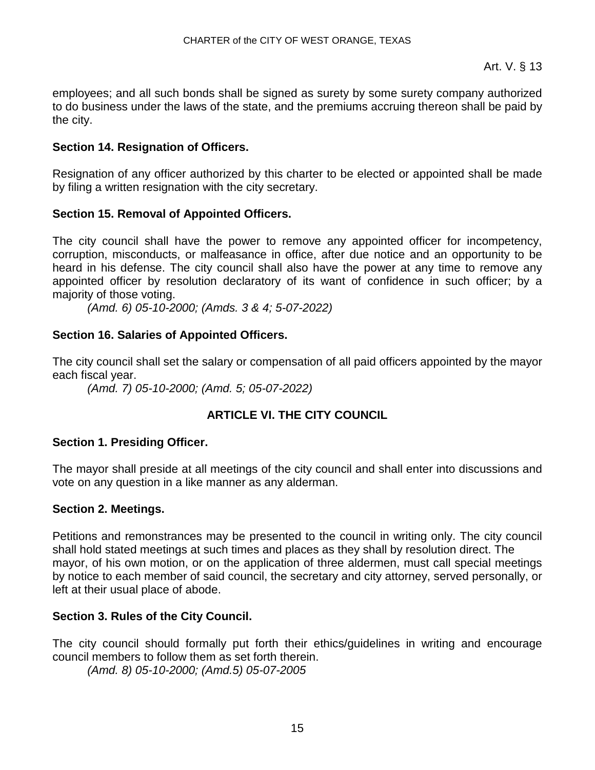employees; and all such bonds shall be signed as surety by some surety company authorized to do business under the laws of the state, and the premiums accruing thereon shall be paid by the city.

### Section 14. Resignation of Officers.

Resignation of any officer authorized by this charter to be elected or appointed shall be made by filing a written resignation with the city secretary.

### Section 15. Removal of Appointed Officers.

The city council shall have the power to remove any appointed officer for incompetency, corruption, misconducts, or malfeasance in office, after due notice and an opportunity to be heard in his defense. The city council shall also have the power at any time to remove any appointed officer by resolution declaratory of its want of confidence in such officer; by a majority of those voting.

*(Amd. 6) 05-10-2000; (Amds. 3 & 4; 5-07-2022)*

### Section 16. Salaries of Appointed Officers.

The city council shall set the salary or compensation of all paid officers appointed by the mayor each fiscal year.

*(Amd. 7) 05-10-2000; (Amd. 5; 05-07-2022)*

## ARTICLE VI. THE CITY COUNCIL

### Section 1. Presiding Officer.

The mayor shall preside at all meetings of the city council and shall enter into discussions and vote on any question in a like manner as any alderman.

### Section 2. Meetings.

Petitions and remonstrances may be presented to the council in writing only. The city council shall hold stated meetings at such times and places as they shall by resolution direct. The mayor, of his own motion, or on the application of three aldermen, must call special meetings by notice to each member of said council, the secretary and city attorney, served personally, or left at their usual place of abode.

### Section 3. Rules of the City Council.

The city council should formally put forth their ethics/guidelines in writing and encourage council members to follow them as set forth therein.

*(Amd. 8) 05-10-2000; (Amd.5) 05-07-2005*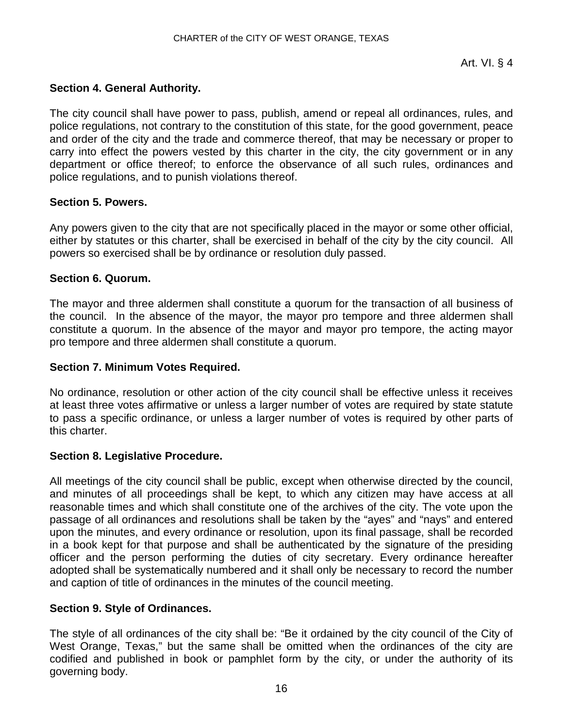### Section 4. General Authority.

The city council shall have power to pass, publish, amend or repeal all ordinances, rules, and police regulations, not contrary to the constitution of this state, for the good government, peace and order of the city and the trade and commerce thereof, that may be necessary or proper to carry into effect the powers vested by this charter in the city, the city government or in any department or office thereof; to enforce the observance of all such rules, ordinances and police regulations, and to punish violations thereof.

### Section 5. Powers.

Any powers given to the city that are not specifically placed in the mayor or some other official, either by statutes or this charter, shall be exercised in behalf of the city by the city council. All powers so exercised shall be by ordinance or resolution duly passed.

### Section 6. Quorum.

The mayor and three aldermen shall constitute a quorum for the transaction of all business of the council. In the absence of the mayor, the mayor pro tempore and three aldermen shall constitute a quorum. In the absence of the mayor and mayor pro tempore, the acting mayor pro tempore and three aldermen shall constitute a quorum.

### Section 7. Minimum Votes Required.

No ordinance, resolution or other action of the city council shall be effective unless it receives at least three votes affirmative or unless a larger number of votes are required by state statute to pass a specific ordinance, or unless a larger number of votes is required by other parts of this charter.

### Section 8. Legislative Procedure.

All meetings of the city council shall be public, except when otherwise directed by the council, and minutes of all proceedings shall be kept, to which any citizen may have access at all reasonable times and which shall constitute one of the archives of the city. The vote upon the passage of all ordinances and resolutions shall be taken by the "ayes" and "nays" and entered upon the minutes, and every ordinance or resolution, upon its final passage, shall be recorded in a book kept for that purpose and shall be authenticated by the signature of the presiding officer and the person performing the duties of city secretary. Every ordinance hereafter adopted shall be systematically numbered and it shall only be necessary to record the number and caption of title of ordinances in the minutes of the council meeting.

### Section 9. Style of Ordinances.

The style of all ordinances of the city shall be: "Be it ordained by the city council of the City of West Orange, Texas," but the same shall be omitted when the ordinances of the city are codified and published in book or pamphlet form by the city, or under the authority of its governing body.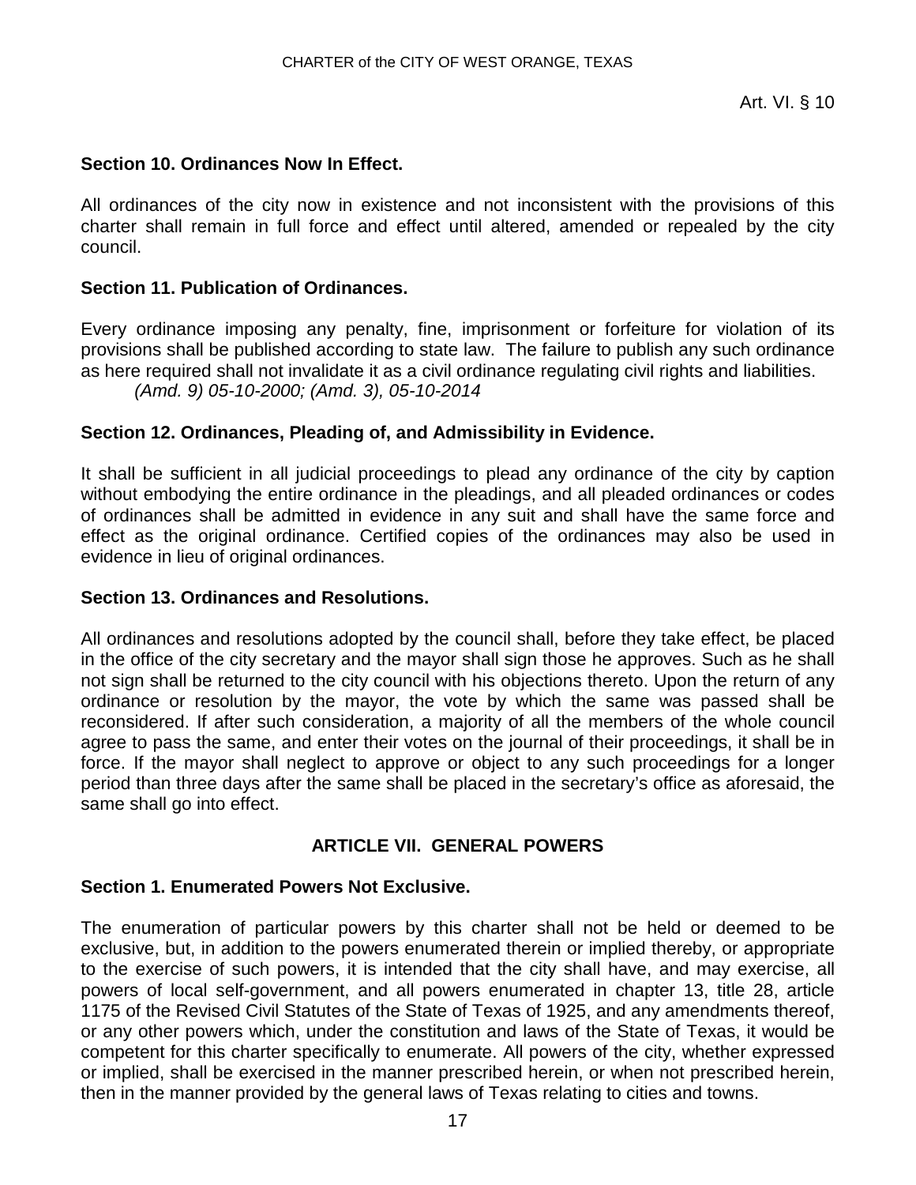**Section 10. Ordinances Now In Effect.**

All ordinances of the city now in existence and not inconsistent with the provisions of this charter shall remain in full force and effect until altered, amended or repealed by the city council.

**Section 11. Publication of Ordinances.**

Every ordinance imposing any penalty, fine, imprisonment or forfeiture for violation of its provisions shall be published according to state law. The failure to publish any such ordinance as here required shall not invalidate it as a civil ordinance regulating civil rights and liabilities.
*(Amd. 9) 05-10-2000; (Amd. 3), 05-10-2014*

**Section 12. Ordinances, Pleading of, and Admissibility in Evidence.**

It shall be sufficient in all judicial proceedings to plead any ordinance of the city by caption without embodying the entire ordinance in the pleadings, and all pleaded ordinances or codes of ordinances shall be admitted in evidence in any suit and shall have the same force and effect as the original ordinance. Certified copies of the ordinances may also be used in evidence in lieu of original ordinances.

**Section 13. Ordinances and Resolutions.**

All ordinances and resolutions adopted by the council shall, before they take effect, be placed in the office of the city secretary and the mayor shall sign those he approves. Such as he shall not sign shall be returned to the city council with his objections thereto. Upon the return of any ordinance or resolution by the mayor, the vote by which the same was passed shall be reconsidered. If after such consideration, a majority of all the members of the whole council agree to pass the same, and enter their votes on the journal of their proceedings, it shall be in force. If the mayor shall neglect to approve or object to any such proceedings for a longer period than three days after the same shall be placed in the secretary's office as aforesaid, the same shall go into effect.

## ARTICLE VII. GENERAL POWERS

**Section 1. Enumerated Powers Not Exclusive.**

The enumeration of particular powers by this charter shall not be held or deemed to be exclusive, but, in addition to the powers enumerated therein or implied thereby, or appropriate to the exercise of such powers, it is intended that the city shall have, and may exercise, all powers of local self-government, and all powers enumerated in chapter 13, title 28, article 1175 of the Revised Civil Statutes of the State of Texas of 1925, and any amendments thereof, or any other powers which, under the constitution and laws of the State of Texas, it would be competent for this charter specifically to enumerate. All powers of the city, whether expressed or implied, shall be exercised in the manner prescribed herein, or when not prescribed herein, then in the manner provided by the general laws of Texas relating to cities and towns.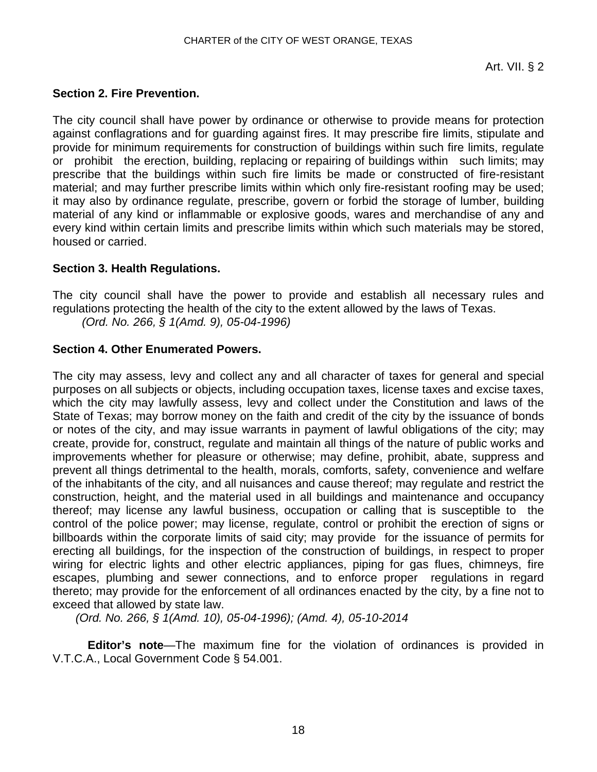## Section 2. Fire Prevention.

The city council shall have power by ordinance or otherwise to provide means for protection against conflagrations and for guarding against fires. It may prescribe fire limits, stipulate and provide for minimum requirements for construction of buildings within such fire limits, regulate or prohibit the erection, building, replacing or repairing of buildings within such limits; may prescribe that the buildings within such fire limits be made or constructed of fire-resistant material; and may further prescribe limits within which only fire-resistant roofing may be used; it may also by ordinance regulate, prescribe, govern or forbid the storage of lumber, building material of any kind or inflammable or explosive goods, wares and merchandise of any and every kind within certain limits and prescribe limits within which such materials may be stored, housed or carried.

## Section 3. Health Regulations.

The city council shall have the power to provide and establish all necessary rules and regulations protecting the health of the city to the extent allowed by the laws of Texas.

*(Ord. No. 266, § 1(Amd. 9), 05-04-1996)*

## Section 4. Other Enumerated Powers.

The city may assess, levy and collect any and all character of taxes for general and special purposes on all subjects or objects, including occupation taxes, license taxes and excise taxes, which the city may lawfully assess, levy and collect under the Constitution and laws of the State of Texas; may borrow money on the faith and credit of the city by the issuance of bonds or notes of the city, and may issue warrants in payment of lawful obligations of the city; may create, provide for, construct, regulate and maintain all things of the nature of public works and improvements whether for pleasure or otherwise; may define, prohibit, abate, suppress and prevent all things detrimental to the health, morals, comforts, safety, convenience and welfare of the inhabitants of the city, and all nuisances and cause thereof; may regulate and restrict the construction, height, and the material used in all buildings and maintenance and occupancy thereof; may license any lawful business, occupation or calling that is susceptible to the control of the police power; may license, regulate, control or prohibit the erection of signs or billboards within the corporate limits of said city; may provide for the issuance of permits for erecting all buildings, for the inspection of the construction of buildings, in respect to proper wiring for electric lights and other electric appliances, piping for gas flues, chimneys, fire escapes, plumbing and sewer connections, and to enforce proper regulations in regard thereto; may provide for the enforcement of all ordinances enacted by the city, by a fine not to exceed that allowed by state law.

*(Ord. No. 266, § 1(Amd. 10), 05-04-1996); (Amd. 4), 05-10-2014*

**Editor's note**—The maximum fine for the violation of ordinances is provided in V.T.C.A., Local Government Code § 54.001.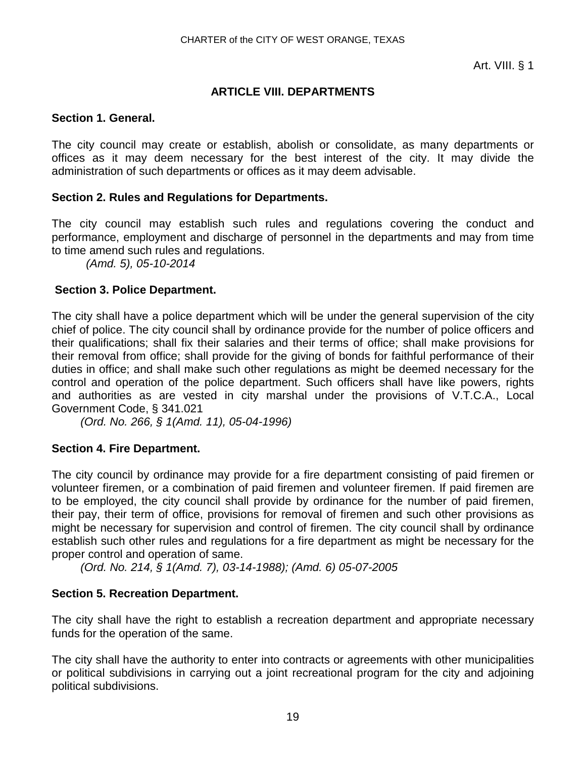## ARTICLE VIII. DEPARTMENTS

**Section 1. General.**

The city council may create or establish, abolish or consolidate, as many departments or offices as it may deem necessary for the best interest of the city. It may divide the administration of such departments or offices as it may deem advisable.

**Section 2. Rules and Regulations for Departments.**

The city council may establish such rules and regulations covering the conduct and performance, employment and discharge of personnel in the departments and may from time to time amend such rules and regulations.

*(Amd. 5), 05-10-2014*

**Section 3. Police Department.**

The city shall have a police department which will be under the general supervision of the city chief of police. The city council shall by ordinance provide for the number of police officers and their qualifications; shall fix their salaries and their terms of office; shall make provisions for their removal from office; shall provide for the giving of bonds for faithful performance of their duties in office; and shall make such other regulations as might be deemed necessary for the control and operation of the police department. Such officers shall have like powers, rights and authorities as are vested in city marshal under the provisions of V.T.C.A., Local Government Code, § 341.021

*(Ord. No. 266, § 1(Amd. 11), 05-04-1996)*

**Section 4. Fire Department.**

The city council by ordinance may provide for a fire department consisting of paid firemen or volunteer firemen, or a combination of paid firemen and volunteer firemen. If paid firemen are to be employed, the city council shall provide by ordinance for the number of paid firemen, their pay, their term of office, provisions for removal of firemen and such other provisions as might be necessary for supervision and control of firemen. The city council shall by ordinance establish such other rules and regulations for a fire department as might be necessary for the proper control and operation of same.

*(Ord. No. 214, § 1(Amd. 7), 03-14-1988); (Amd. 6) 05-07-2005*

**Section 5. Recreation Department.**

The city shall have the right to establish a recreation department and appropriate necessary funds for the operation of the same.

The city shall have the authority to enter into contracts or agreements with other municipalities or political subdivisions in carrying out a joint recreational program for the city and adjoining political subdivisions.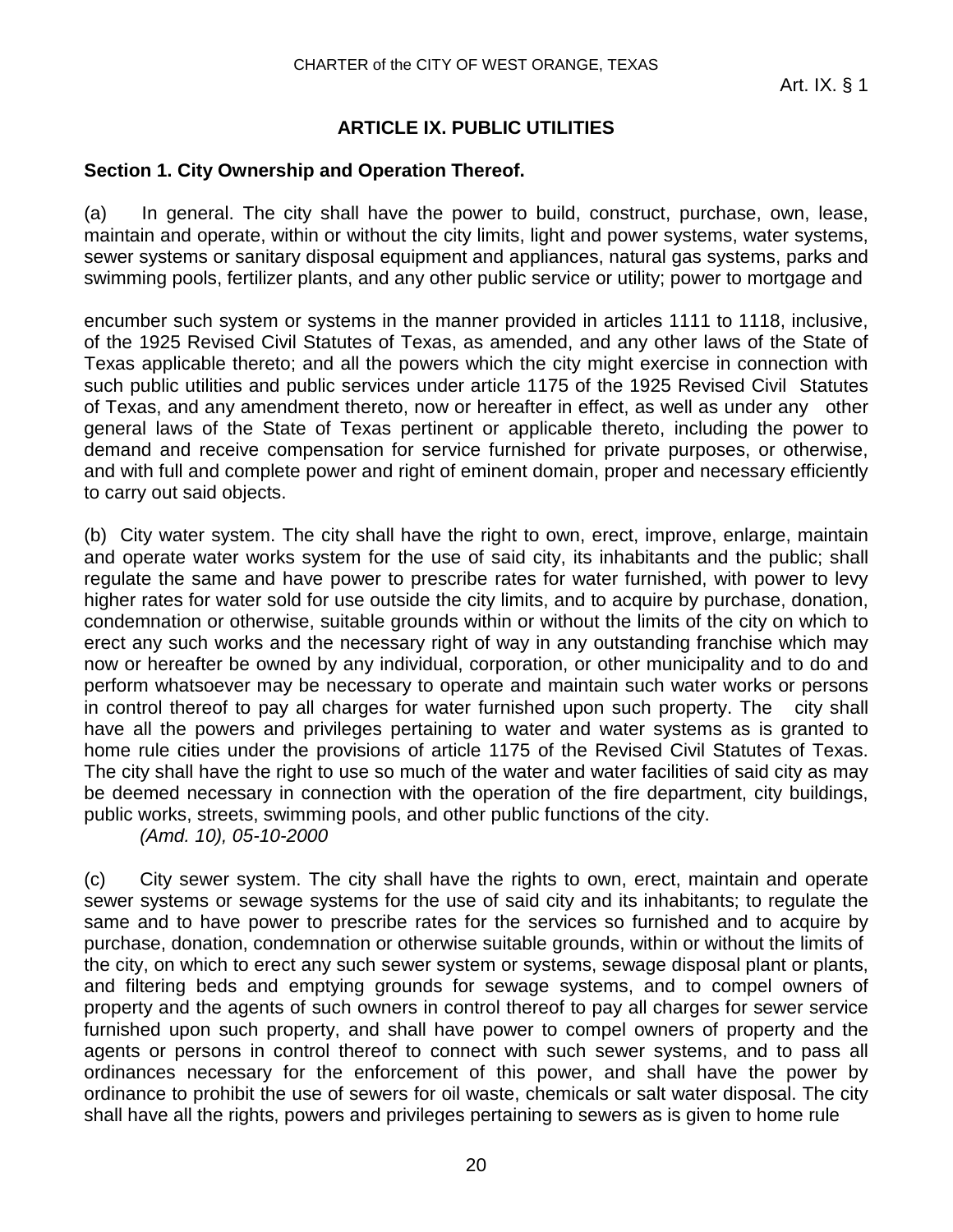## ARTICLE IX. PUBLIC UTILITIES

### Section 1. City Ownership and Operation Thereof.

(a) In general. The city shall have the power to build, construct, purchase, own, lease, maintain and operate, within or without the city limits, light and power systems, water systems, sewer systems or sanitary disposal equipment and appliances, natural gas systems, parks and swimming pools, fertilizer plants, and any other public service or utility; power to mortgage and

encumber such system or systems in the manner provided in articles 1111 to 1118, inclusive, of the 1925 Revised Civil Statutes of Texas, as amended, and any other laws of the State of Texas applicable thereto; and all the powers which the city might exercise in connection with such public utilities and public services under article 1175 of the 1925 Revised Civil Statutes of Texas, and any amendment thereto, now or hereafter in effect, as well as under any other general laws of the State of Texas pertinent or applicable thereto, including the power to demand and receive compensation for service furnished for private purposes, or otherwise, and with full and complete power and right of eminent domain, proper and necessary efficiently to carry out said objects.

(b) City water system. The city shall have the right to own, erect, improve, enlarge, maintain and operate water works system for the use of said city, its inhabitants and the public; shall regulate the same and have power to prescribe rates for water furnished, with power to levy higher rates for water sold for use outside the city limits, and to acquire by purchase, donation, condemnation or otherwise, suitable grounds within or without the limits of the city on which to erect any such works and the necessary right of way in any outstanding franchise which may now or hereafter be owned by any individual, corporation, or other municipality and to do and perform whatsoever may be necessary to operate and maintain such water works or persons in control thereof to pay all charges for water furnished upon such property. The city shall have all the powers and privileges pertaining to water and water systems as is granted to home rule cities under the provisions of article 1175 of the Revised Civil Statutes of Texas. The city shall have the right to use so much of the water and water facilities of said city as may be deemed necessary in connection with the operation of the fire department, city buildings, public works, streets, swimming pools, and other public functions of the city.

*(Amd. 10), 05-10-2000*

(c) City sewer system. The city shall have the rights to own, erect, maintain and operate sewer systems or sewage systems for the use of said city and its inhabitants; to regulate the same and to have power to prescribe rates for the services so furnished and to acquire by purchase, donation, condemnation or otherwise suitable grounds, within or without the limits of the city, on which to erect any such sewer system or systems, sewage disposal plant or plants, and filtering beds and emptying grounds for sewage systems, and to compel owners of property and the agents of such owners in control thereof to pay all charges for sewer service furnished upon such property, and shall have power to compel owners of property and the agents or persons in control thereof to connect with such sewer systems, and to pass all ordinances necessary for the enforcement of this power, and shall have the power by ordinance to prohibit the use of sewers for oil waste, chemicals or salt water disposal. The city shall have all the rights, powers and privileges pertaining to sewers as is given to home rule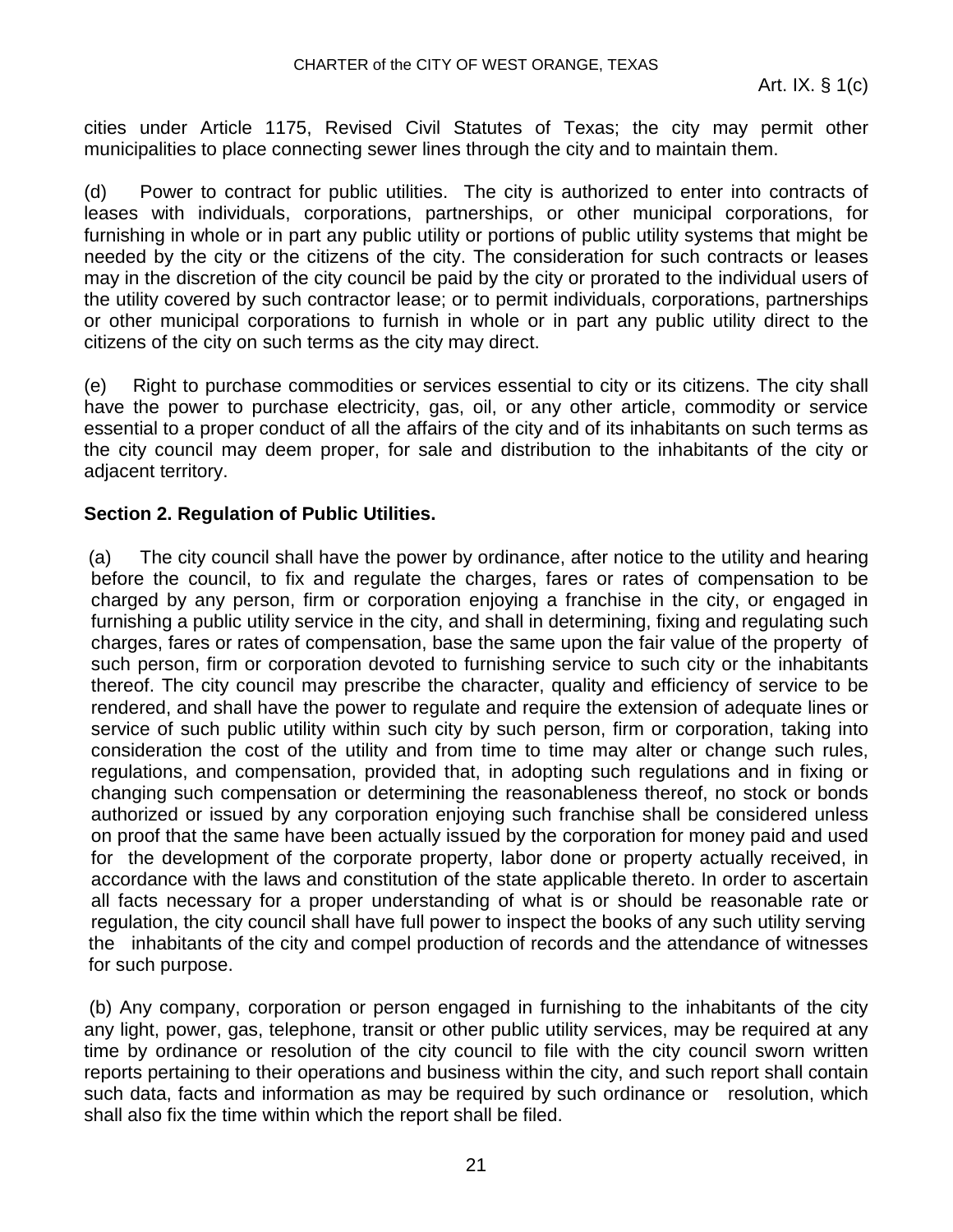cities under Article 1175, Revised Civil Statutes of Texas; the city may permit other municipalities to place connecting sewer lines through the city and to maintain them.

(d) Power to contract for public utilities. The city is authorized to enter into contracts of leases with individuals, corporations, partnerships, or other municipal corporations, for furnishing in whole or in part any public utility or portions of public utility systems that might be needed by the city or the citizens of the city. The consideration for such contracts or leases may in the discretion of the city council be paid by the city or prorated to the individual users of the utility covered by such contractor lease; or to permit individuals, corporations, partnerships or other municipal corporations to furnish in whole or in part any public utility direct to the citizens of the city on such terms as the city may direct.

(e) Right to purchase commodities or services essential to city or its citizens. The city shall have the power to purchase electricity, gas, oil, or any other article, commodity or service essential to a proper conduct of all the affairs of the city and of its inhabitants on such terms as the city council may deem proper, for sale and distribution to the inhabitants of the city or adjacent territory.

**Section 2. Regulation of Public Utilities.**

(a) The city council shall have the power by ordinance, after notice to the utility and hearing before the council, to fix and regulate the charges, fares or rates of compensation to be charged by any person, firm or corporation enjoying a franchise in the city, or engaged in furnishing a public utility service in the city, and shall in determining, fixing and regulating such charges, fares or rates of compensation, base the same upon the fair value of the property of such person, firm or corporation devoted to furnishing service to such city or the inhabitants thereof. The city council may prescribe the character, quality and efficiency of service to be rendered, and shall have the power to regulate and require the extension of adequate lines or service of such public utility within such city by such person, firm or corporation, taking into consideration the cost of the utility and from time to time may alter or change such rules, regulations, and compensation, provided that, in adopting such regulations and in fixing or changing such compensation or determining the reasonableness thereof, no stock or bonds authorized or issued by any corporation enjoying such franchise shall be considered unless on proof that the same have been actually issued by the corporation for money paid and used for the development of the corporate property, labor done or property actually received, in accordance with the laws and constitution of the state applicable thereto. In order to ascertain all facts necessary for a proper understanding of what is or should be reasonable rate or regulation, the city council shall have full power to inspect the books of any such utility serving the inhabitants of the city and compel production of records and the attendance of witnesses for such purpose.

(b) Any company, corporation or person engaged in furnishing to the inhabitants of the city any light, power, gas, telephone, transit or other public utility services, may be required at any time by ordinance or resolution of the city council to file with the city council sworn written reports pertaining to their operations and business within the city, and such report shall contain such data, facts and information as may be required by such ordinance or resolution, which shall also fix the time within which the report shall be filed.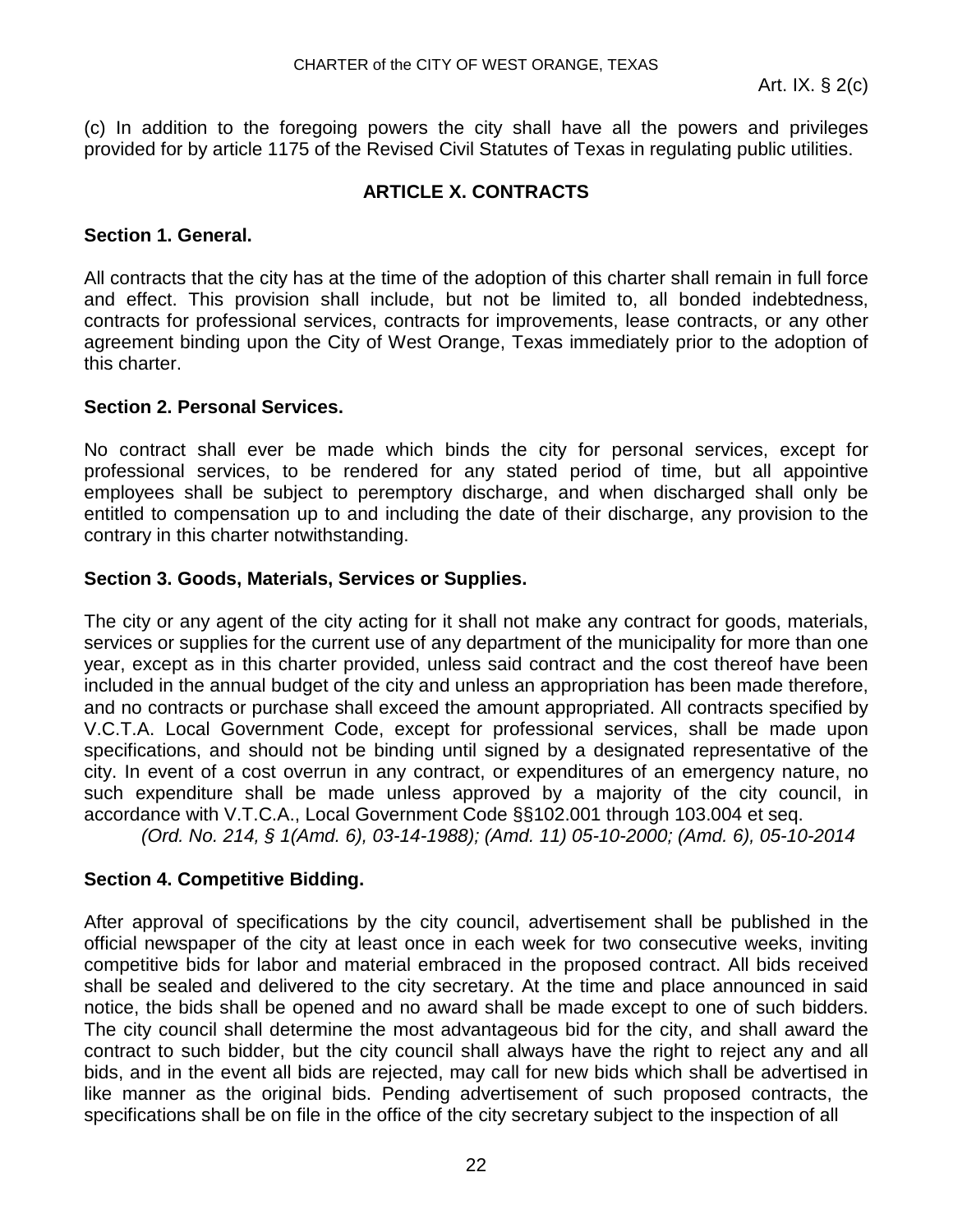(c) In addition to the foregoing powers the city shall have all the powers and privileges provided for by article 1175 of the Revised Civil Statutes of Texas in regulating public utilities.

## ARTICLE X. CONTRACTS

### Section 1. General.

All contracts that the city has at the time of the adoption of this charter shall remain in full force and effect. This provision shall include, but not be limited to, all bonded indebtedness, contracts for professional services, contracts for improvements, lease contracts, or any other agreement binding upon the City of West Orange, Texas immediately prior to the adoption of this charter.

### Section 2. Personal Services.

No contract shall ever be made which binds the city for personal services, except for professional services, to be rendered for any stated period of time, but all appointive employees shall be subject to peremptory discharge, and when discharged shall only be entitled to compensation up to and including the date of their discharge, any provision to the contrary in this charter notwithstanding.

### Section 3. Goods, Materials, Services or Supplies.

The city or any agent of the city acting for it shall not make any contract for goods, materials, services or supplies for the current use of any department of the municipality for more than one year, except as in this charter provided, unless said contract and the cost thereof have been included in the annual budget of the city and unless an appropriation has been made therefore, and no contracts or purchase shall exceed the amount appropriated. All contracts specified by V.C.T.A. Local Government Code, except for professional services, shall be made upon specifications, and should not be binding until signed by a designated representative of the city. In event of a cost overrun in any contract, or expenditures of an emergency nature, no such expenditure shall be made unless approved by a majority of the city council, in accordance with V.T.C.A., Local Government Code §§102.001 through 103.004 et seq.

*(Ord. No. 214, § 1(Amd. 6), 03-14-1988); (Amd. 11) 05-10-2000; (Amd. 6), 05-10-2014*

### Section 4. Competitive Bidding.

After approval of specifications by the city council, advertisement shall be published in the official newspaper of the city at least once in each week for two consecutive weeks, inviting competitive bids for labor and material embraced in the proposed contract. All bids received shall be sealed and delivered to the city secretary. At the time and place announced in said notice, the bids shall be opened and no award shall be made except to one of such bidders. The city council shall determine the most advantageous bid for the city, and shall award the contract to such bidder, but the city council shall always have the right to reject any and all bids, and in the event all bids are rejected, may call for new bids which shall be advertised in like manner as the original bids. Pending advertisement of such proposed contracts, the specifications shall be on file in the office of the city secretary subject to the inspection of all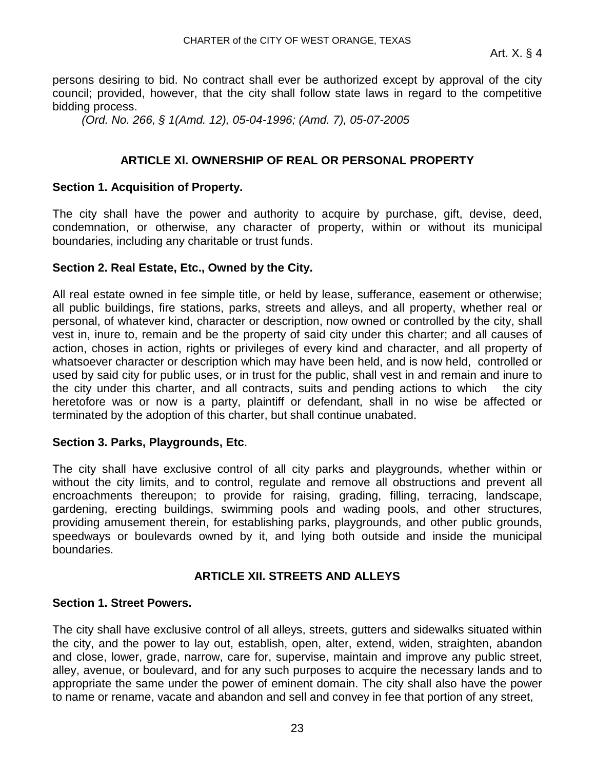persons desiring to bid. No contract shall ever be authorized except by approval of the city council; provided, however, that the city shall follow state laws in regard to the competitive bidding process.

*(Ord. No. 266, § 1(Amd. 12), 05-04-1996; (Amd. 7), 05-07-2005*

## ARTICLE XI. OWNERSHIP OF REAL OR PERSONAL PROPERTY

### Section 1. Acquisition of Property.

The city shall have the power and authority to acquire by purchase, gift, devise, deed, condemnation, or otherwise, any character of property, within or without its municipal boundaries, including any charitable or trust funds.

### Section 2. Real Estate, Etc., Owned by the City.

All real estate owned in fee simple title, or held by lease, sufferance, easement or otherwise; all public buildings, fire stations, parks, streets and alleys, and all property, whether real or personal, of whatever kind, character or description, now owned or controlled by the city, shall vest in, inure to, remain and be the property of said city under this charter; and all causes of action, choses in action, rights or privileges of every kind and character, and all property of whatsoever character or description which may have been held, and is now held, controlled or used by said city for public uses, or in trust for the public, shall vest in and remain and inure to the city under this charter, and all contracts, suits and pending actions to which the city heretofore was or now is a party, plaintiff or defendant, shall in no wise be affected or terminated by the adoption of this charter, but shall continue unabated.

### Section 3. Parks, Playgrounds, Etc.

The city shall have exclusive control of all city parks and playgrounds, whether within or without the city limits, and to control, regulate and remove all obstructions and prevent all encroachments thereupon; to provide for raising, grading, filling, terracing, landscape, gardening, erecting buildings, swimming pools and wading pools, and other structures, providing amusement therein, for establishing parks, playgrounds, and other public grounds, speedways or boulevards owned by it, and lying both outside and inside the municipal boundaries.

## ARTICLE XII. STREETS AND ALLEYS

### Section 1. Street Powers.

The city shall have exclusive control of all alleys, streets, gutters and sidewalks situated within the city, and the power to lay out, establish, open, alter, extend, widen, straighten, abandon and close, lower, grade, narrow, care for, supervise, maintain and improve any public street, alley, avenue, or boulevard, and for any such purposes to acquire the necessary lands and to appropriate the same under the power of eminent domain. The city shall also have the power to name or rename, vacate and abandon and sell and convey in fee that portion of any street,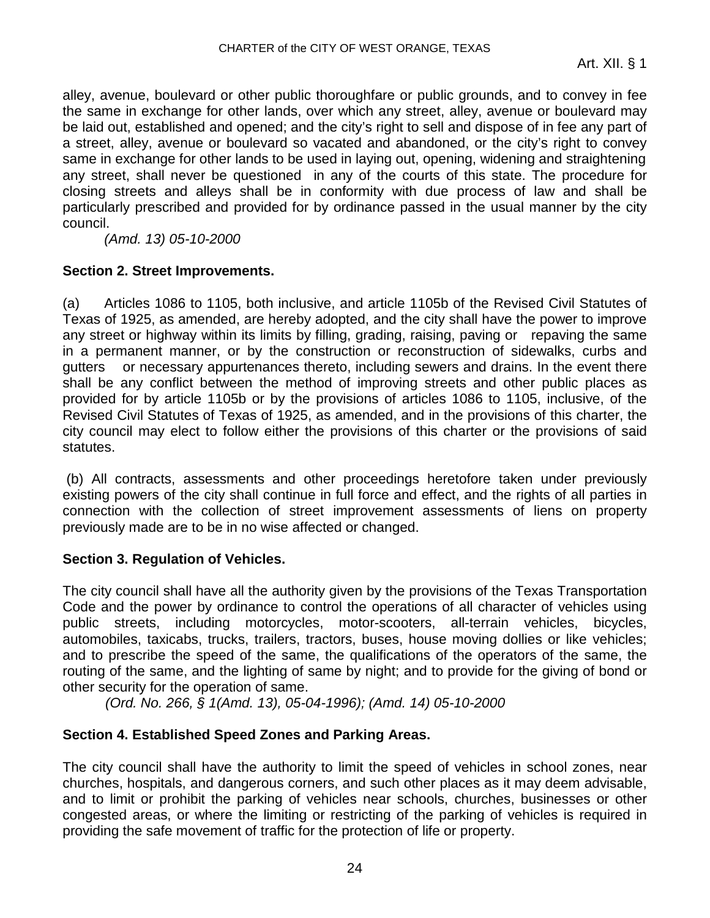alley, avenue, boulevard or other public thoroughfare or public grounds, and to convey in fee the same in exchange for other lands, over which any street, alley, avenue or boulevard may be laid out, established and opened; and the city's right to sell and dispose of in fee any part of a street, alley, avenue or boulevard so vacated and abandoned, or the city's right to convey same in exchange for other lands to be used in laying out, opening, widening and straightening any street, shall never be questioned in any of the courts of this state. The procedure for closing streets and alleys shall be in conformity with due process of law and shall be particularly prescribed and provided for by ordinance passed in the usual manner by the city council.

*(Amd. 13) 05-10-2000*

**Section 2. Street Improvements.**

(a) Articles 1086 to 1105, both inclusive, and article 1105b of the Revised Civil Statutes of Texas of 1925, as amended, are hereby adopted, and the city shall have the power to improve any street or highway within its limits by filling, grading, raising, paving or repaving the same in a permanent manner, or by the construction or reconstruction of sidewalks, curbs and gutters or necessary appurtenances thereto, including sewers and drains. In the event there shall be any conflict between the method of improving streets and other public places as provided for by article 1105b or by the provisions of articles 1086 to 1105, inclusive, of the Revised Civil Statutes of Texas of 1925, as amended, and in the provisions of this charter, the city council may elect to follow either the provisions of this charter or the provisions of said statutes.

(b) All contracts, assessments and other proceedings heretofore taken under previously existing powers of the city shall continue in full force and effect, and the rights of all parties in connection with the collection of street improvement assessments of liens on property previously made are to be in no wise affected or changed.

**Section 3. Regulation of Vehicles.**

The city council shall have all the authority given by the provisions of the Texas Transportation Code and the power by ordinance to control the operations of all character of vehicles using public streets, including motorcycles, motor-scooters, all-terrain vehicles, bicycles, automobiles, taxicabs, trucks, trailers, tractors, buses, house moving dollies or like vehicles; and to prescribe the speed of the same, the qualifications of the operators of the same, the routing of the same, and the lighting of same by night; and to provide for the giving of bond or other security for the operation of same.

*(Ord. No. 266, § 1(Amd. 13), 05-04-1996); (Amd. 14) 05-10-2000*

**Section 4. Established Speed Zones and Parking Areas.**

The city council shall have the authority to limit the speed of vehicles in school zones, near churches, hospitals, and dangerous corners, and such other places as it may deem advisable, and to limit or prohibit the parking of vehicles near schools, churches, businesses or other congested areas, or where the limiting or restricting of the parking of vehicles is required in providing the safe movement of traffic for the protection of life or property.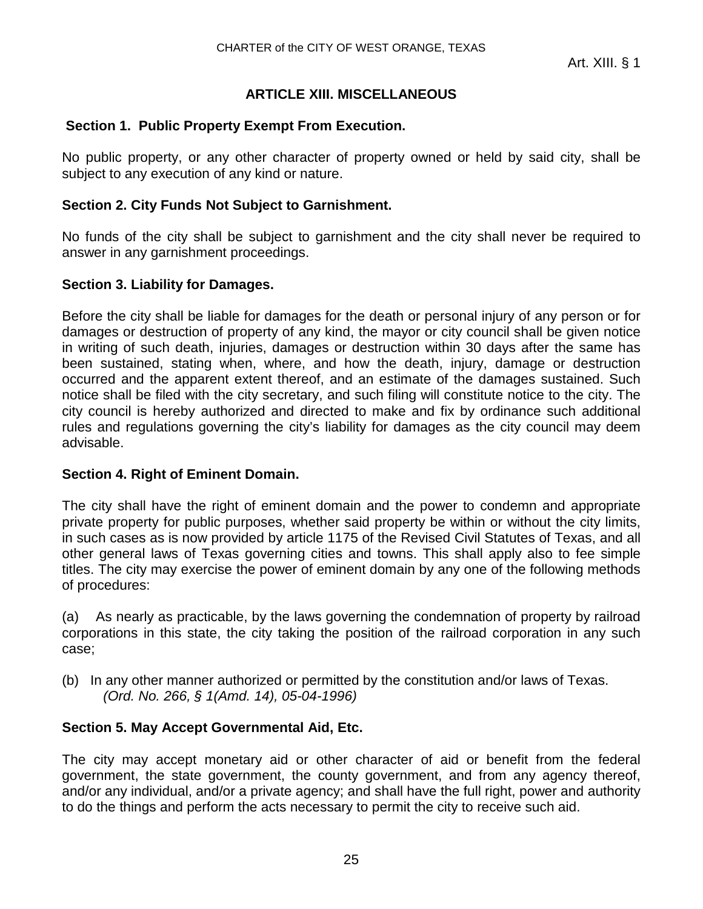## ARTICLE XIII. MISCELLANEOUS

### Section 1. Public Property Exempt From Execution.

No public property, or any other character of property owned or held by said city, shall be subject to any execution of any kind or nature.

### Section 2. City Funds Not Subject to Garnishment.

No funds of the city shall be subject to garnishment and the city shall never be required to answer in any garnishment proceedings.

### Section 3. Liability for Damages.

Before the city shall be liable for damages for the death or personal injury of any person or for damages or destruction of property of any kind, the mayor or city council shall be given notice in writing of such death, injuries, damages or destruction within 30 days after the same has been sustained, stating when, where, and how the death, injury, damage or destruction occurred and the apparent extent thereof, and an estimate of the damages sustained. Such notice shall be filed with the city secretary, and such filing will constitute notice to the city. The city council is hereby authorized and directed to make and fix by ordinance such additional rules and regulations governing the city's liability for damages as the city council may deem advisable.

### Section 4. Right of Eminent Domain.

The city shall have the right of eminent domain and the power to condemn and appropriate private property for public purposes, whether said property be within or without the city limits, in such cases as is now provided by article 1175 of the Revised Civil Statutes of Texas, and all other general laws of Texas governing cities and towns. This shall apply also to fee simple titles. The city may exercise the power of eminent domain by any one of the following methods of procedures:

(a) As nearly as practicable, by the laws governing the condemnation of property by railroad corporations in this state, the city taking the position of the railroad corporation in any such case;

(b) In any other manner authorized or permitted by the constitution and/or laws of Texas.
*(Ord. No. 266, § 1(Amd. 14), 05-04-1996)*

### Section 5. May Accept Governmental Aid, Etc.

The city may accept monetary aid or other character of aid or benefit from the federal government, the state government, the county government, and from any agency thereof, and/or any individual, and/or a private agency; and shall have the full right, power and authority to do the things and perform the acts necessary to permit the city to receive such aid.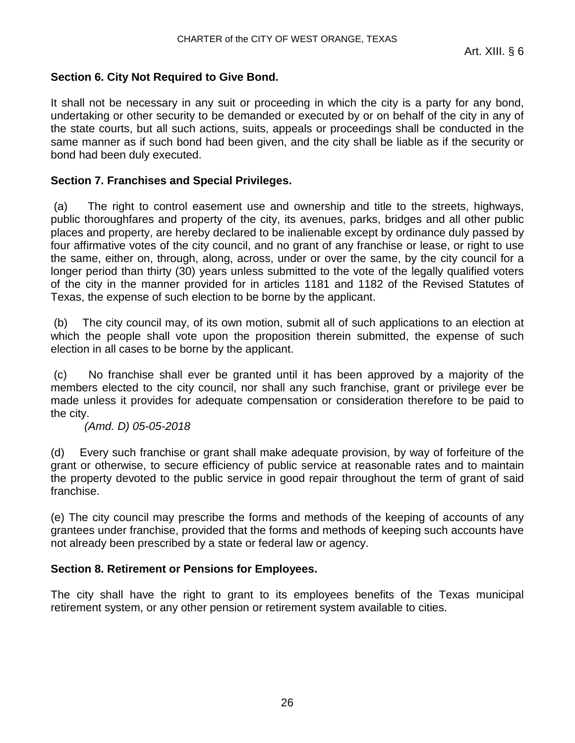**Section 6. City Not Required to Give Bond.**

It shall not be necessary in any suit or proceeding in which the city is a party for any bond, undertaking or other security to be demanded or executed by or on behalf of the city in any of the state courts, but all such actions, suits, appeals or proceedings shall be conducted in the same manner as if such bond had been given, and the city shall be liable as if the security or bond had been duly executed.

**Section 7. Franchises and Special Privileges.**

(a) The right to control easement use and ownership and title to the streets, highways, public thoroughfares and property of the city, its avenues, parks, bridges and all other public places and property, are hereby declared to be inalienable except by ordinance duly passed by four affirmative votes of the city council, and no grant of any franchise or lease, or right to use the same, either on, through, along, across, under or over the same, by the city council for a longer period than thirty (30) years unless submitted to the vote of the legally qualified voters of the city in the manner provided for in articles 1181 and 1182 of the Revised Statutes of Texas, the expense of such election to be borne by the applicant.

(b) The city council may, of its own motion, submit all of such applications to an election at which the people shall vote upon the proposition therein submitted, the expense of such election in all cases to be borne by the applicant.

(c) No franchise shall ever be granted until it has been approved by a majority of the members elected to the city council, nor shall any such franchise, grant or privilege ever be made unless it provides for adequate compensation or consideration therefore to be paid to the city.

*(Amd. D) 05-05-2018*

(d) Every such franchise or grant shall make adequate provision, by way of forfeiture of the grant or otherwise, to secure efficiency of public service at reasonable rates and to maintain the property devoted to the public service in good repair throughout the term of grant of said franchise.

(e) The city council may prescribe the forms and methods of the keeping of accounts of any grantees under franchise, provided that the forms and methods of keeping such accounts have not already been prescribed by a state or federal law or agency.

**Section 8. Retirement or Pensions for Employees.**

The city shall have the right to grant to its employees benefits of the Texas municipal retirement system, or any other pension or retirement system available to cities.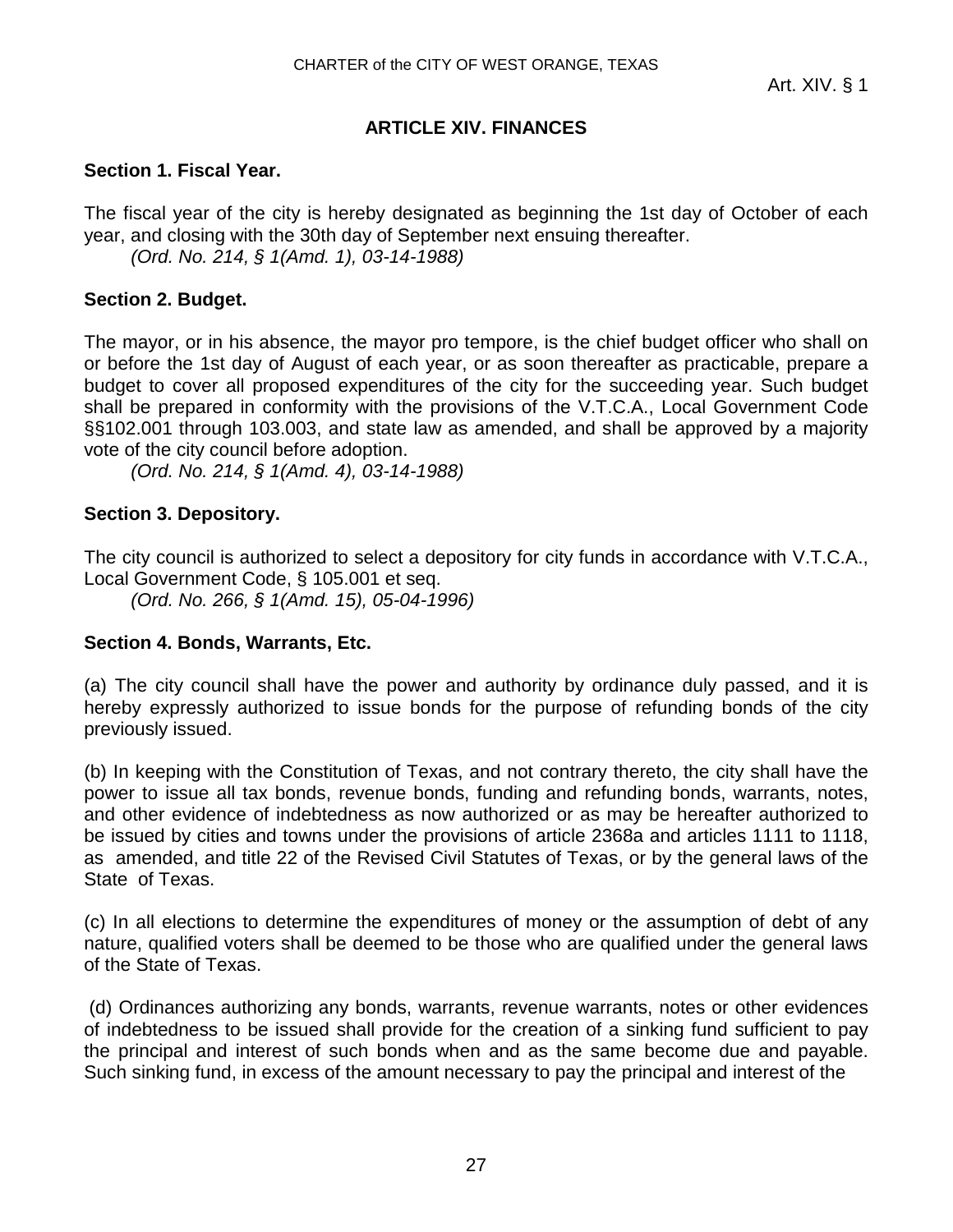## ARTICLE XIV. FINANCES

**Section 1. Fiscal Year.**

The fiscal year of the city is hereby designated as beginning the 1st day of October of each year, and closing with the 30th day of September next ensuing thereafter.

*(Ord. No. 214, § 1(Amd. 1), 03-14-1988)*

**Section 2. Budget.**

The mayor, or in his absence, the mayor pro tempore, is the chief budget officer who shall on or before the 1st day of August of each year, or as soon thereafter as practicable, prepare a budget to cover all proposed expenditures of the city for the succeeding year. Such budget shall be prepared in conformity with the provisions of the V.T.C.A., Local Government Code §§102.001 through 103.003, and state law as amended, and shall be approved by a majority vote of the city council before adoption.

*(Ord. No. 214, § 1(Amd. 4), 03-14-1988)*

**Section 3. Depository.**

The city council is authorized to select a depository for city funds in accordance with V.T.C.A., Local Government Code, § 105.001 et seq.

*(Ord. No. 266, § 1(Amd. 15), 05-04-1996)*

**Section 4. Bonds, Warrants, Etc.**

(a) The city council shall have the power and authority by ordinance duly passed, and it is hereby expressly authorized to issue bonds for the purpose of refunding bonds of the city previously issued.

(b) In keeping with the Constitution of Texas, and not contrary thereto, the city shall have the power to issue all tax bonds, revenue bonds, funding and refunding bonds, warrants, notes, and other evidence of indebtedness as now authorized or as may be hereafter authorized to be issued by cities and towns under the provisions of article 2368a and articles 1111 to 1118, as amended, and title 22 of the Revised Civil Statutes of Texas, or by the general laws of the State of Texas.

(c) In all elections to determine the expenditures of money or the assumption of debt of any nature, qualified voters shall be deemed to be those who are qualified under the general laws of the State of Texas.

(d) Ordinances authorizing any bonds, warrants, revenue warrants, notes or other evidences of indebtedness to be issued shall provide for the creation of a sinking fund sufficient to pay the principal and interest of such bonds when and as the same become due and payable. Such sinking fund, in excess of the amount necessary to pay the principal and interest of the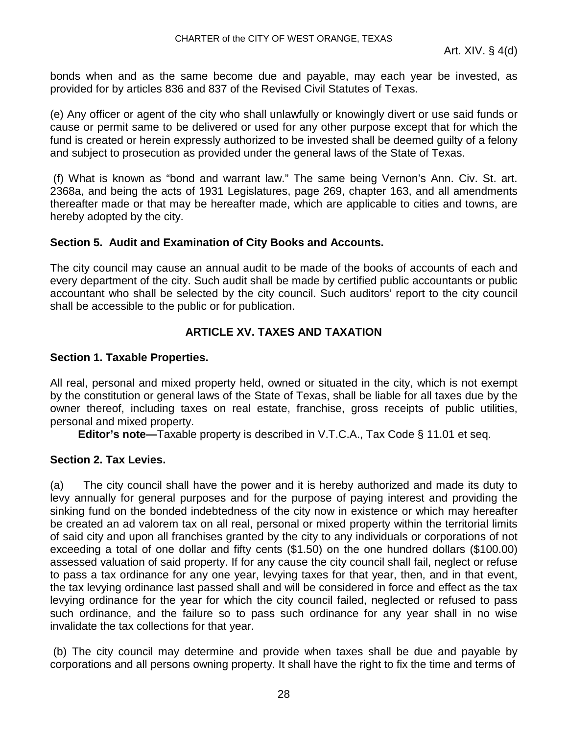bonds when and as the same become due and payable, may each year be invested, as provided for by articles 836 and 837 of the Revised Civil Statutes of Texas.

(e) Any officer or agent of the city who shall unlawfully or knowingly divert or use said funds or cause or permit same to be delivered or used for any other purpose except that for which the fund is created or herein expressly authorized to be invested shall be deemed guilty of a felony and subject to prosecution as provided under the general laws of the State of Texas.

(f) What is known as "bond and warrant law." The same being Vernon's Ann. Civ. St. art. 2368a, and being the acts of 1931 Legislatures, page 269, chapter 163, and all amendments thereafter made or that may be hereafter made, which are applicable to cities and towns, are hereby adopted by the city.

**Section 5. Audit and Examination of City Books and Accounts.**

The city council may cause an annual audit to be made of the books of accounts of each and every department of the city. Such audit shall be made by certified public accountants or public accountant who shall be selected by the city council. Such auditors' report to the city council shall be accessible to the public or for publication.

## ARTICLE XV. TAXES AND TAXATION

**Section 1. Taxable Properties.**

All real, personal and mixed property held, owned or situated in the city, which is not exempt by the constitution or general laws of the State of Texas, shall be liable for all taxes due by the owner thereof, including taxes on real estate, franchise, gross receipts of public utilities, personal and mixed property.

**Editor's note—**Taxable property is described in V.T.C.A., Tax Code § 11.01 et seq.

**Section 2. Tax Levies.**

(a) The city council shall have the power and it is hereby authorized and made its duty to levy annually for general purposes and for the purpose of paying interest and providing the sinking fund on the bonded indebtedness of the city now in existence or which may hereafter be created an ad valorem tax on all real, personal or mixed property within the territorial limits of said city and upon all franchises granted by the city to any individuals or corporations of not exceeding a total of one dollar and fifty cents ($1.50) on the one hundred dollars ($100.00) assessed valuation of said property. If for any cause the city council shall fail, neglect or refuse to pass a tax ordinance for any one year, levying taxes for that year, then, and in that event, the tax levying ordinance last passed shall and will be considered in force and effect as the tax levying ordinance for the year for which the city council failed, neglected or refused to pass such ordinance, and the failure so to pass such ordinance for any year shall in no wise invalidate the tax collections for that year.

(b) The city council may determine and provide when taxes shall be due and payable by corporations and all persons owning property. It shall have the right to fix the time and terms of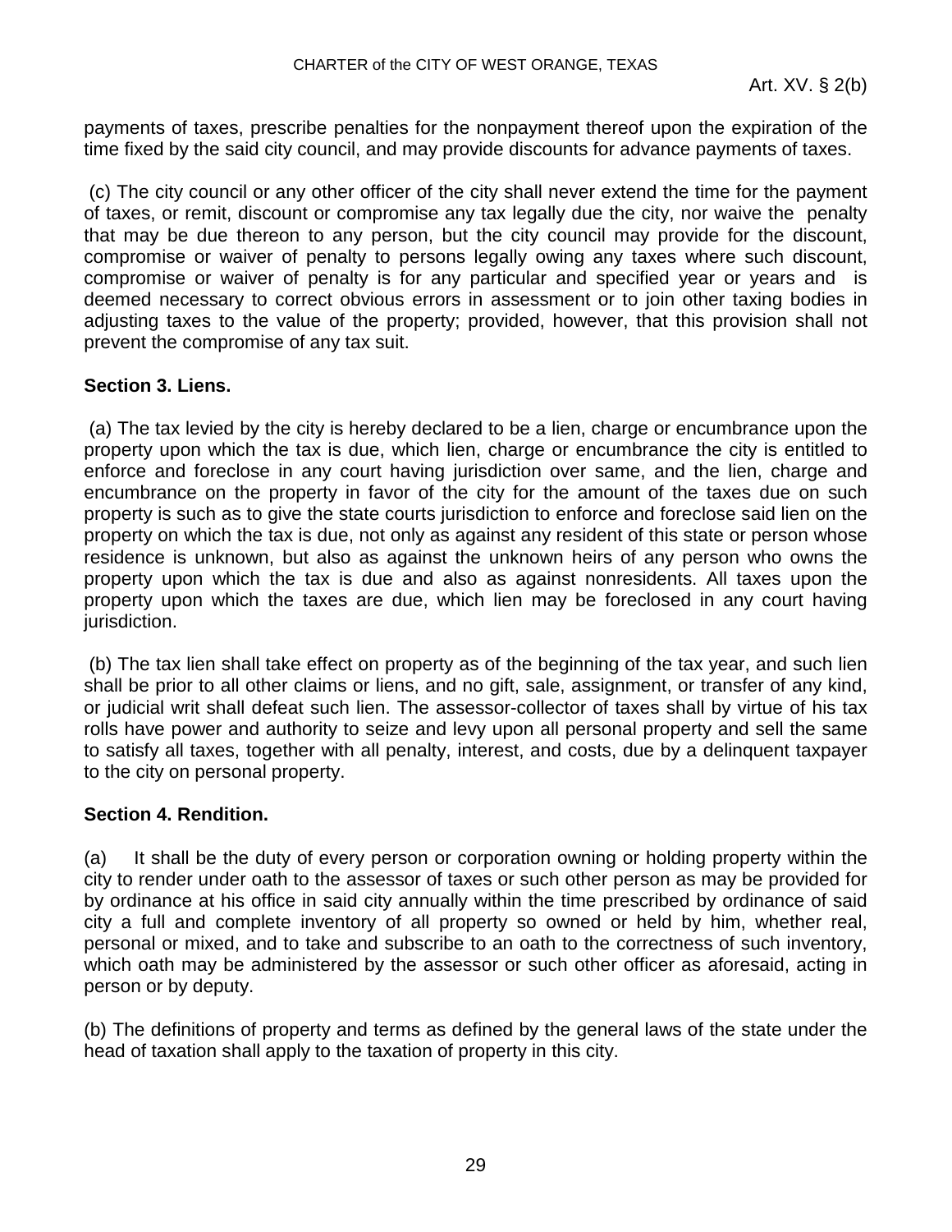payments of taxes, prescribe penalties for the nonpayment thereof upon the expiration of the time fixed by the said city council, and may provide discounts for advance payments of taxes.

(c) The city council or any other officer of the city shall never extend the time for the payment of taxes, or remit, discount or compromise any tax legally due the city, nor waive the penalty that may be due thereon to any person, but the city council may provide for the discount, compromise or waiver of penalty to persons legally owing any taxes where such discount, compromise or waiver of penalty is for any particular and specified year or years and is deemed necessary to correct obvious errors in assessment or to join other taxing bodies in adjusting taxes to the value of the property; provided, however, that this provision shall not prevent the compromise of any tax suit.

**Section 3. Liens.**

(a) The tax levied by the city is hereby declared to be a lien, charge or encumbrance upon the property upon which the tax is due, which lien, charge or encumbrance the city is entitled to enforce and foreclose in any court having jurisdiction over same, and the lien, charge and encumbrance on the property in favor of the city for the amount of the taxes due on such property is such as to give the state courts jurisdiction to enforce and foreclose said lien on the property on which the tax is due, not only as against any resident of this state or person whose residence is unknown, but also as against the unknown heirs of any person who owns the property upon which the tax is due and also as against nonresidents. All taxes upon the property upon which the taxes are due, which lien may be foreclosed in any court having jurisdiction.

(b) The tax lien shall take effect on property as of the beginning of the tax year, and such lien shall be prior to all other claims or liens, and no gift, sale, assignment, or transfer of any kind, or judicial writ shall defeat such lien. The assessor-collector of taxes shall by virtue of his tax rolls have power and authority to seize and levy upon all personal property and sell the same to satisfy all taxes, together with all penalty, interest, and costs, due by a delinquent taxpayer to the city on personal property.

**Section 4. Rendition.**

(a) It shall be the duty of every person or corporation owning or holding property within the city to render under oath to the assessor of taxes or such other person as may be provided for by ordinance at his office in said city annually within the time prescribed by ordinance of said city a full and complete inventory of all property so owned or held by him, whether real, personal or mixed, and to take and subscribe to an oath to the correctness of such inventory, which oath may be administered by the assessor or such other officer as aforesaid, acting in person or by deputy.

(b) The definitions of property and terms as defined by the general laws of the state under the head of taxation shall apply to the taxation of property in this city.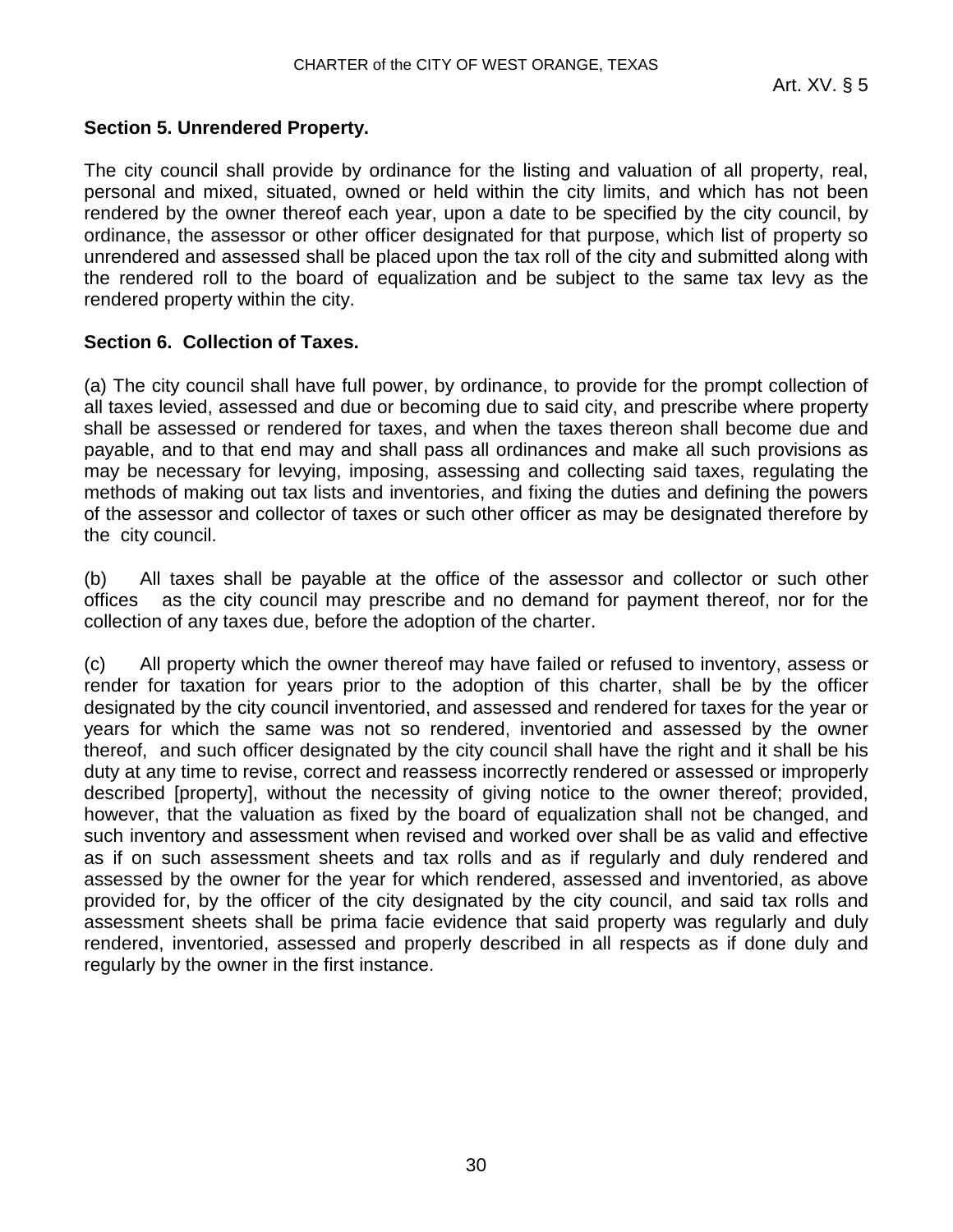## Section 5. Unrendered Property.

The city council shall provide by ordinance for the listing and valuation of all property, real, personal and mixed, situated, owned or held within the city limits, and which has not been rendered by the owner thereof each year, upon a date to be specified by the city council, by ordinance, the assessor or other officer designated for that purpose, which list of property so unrendered and assessed shall be placed upon the tax roll of the city and submitted along with the rendered roll to the board of equalization and be subject to the same tax levy as the rendered property within the city.

## Section 6. Collection of Taxes.

(a) The city council shall have full power, by ordinance, to provide for the prompt collection of all taxes levied, assessed and due or becoming due to said city, and prescribe where property shall be assessed or rendered for taxes, and when the taxes thereon shall become due and payable, and to that end may and shall pass all ordinances and make all such provisions as may be necessary for levying, imposing, assessing and collecting said taxes, regulating the methods of making out tax lists and inventories, and fixing the duties and defining the powers of the assessor and collector of taxes or such other officer as may be designated therefore by the city council.

(b) All taxes shall be payable at the office of the assessor and collector or such other offices as the city council may prescribe and no demand for payment thereof, nor for the collection of any taxes due, before the adoption of the charter.

(c) All property which the owner thereof may have failed or refused to inventory, assess or render for taxation for years prior to the adoption of this charter, shall be by the officer designated by the city council inventoried, and assessed and rendered for taxes for the year or years for which the same was not so rendered, inventoried and assessed by the owner thereof, and such officer designated by the city council shall have the right and it shall be his duty at any time to revise, correct and reassess incorrectly rendered or assessed or improperly described [property], without the necessity of giving notice to the owner thereof; provided, however, that the valuation as fixed by the board of equalization shall not be changed, and such inventory and assessment when revised and worked over shall be as valid and effective as if on such assessment sheets and tax rolls and as if regularly and duly rendered and assessed by the owner for the year for which rendered, assessed and inventoried, as above provided for, by the officer of the city designated by the city council, and said tax rolls and assessment sheets shall be prima facie evidence that said property was regularly and duly rendered, inventoried, assessed and properly described in all respects as if done duly and regularly by the owner in the first instance.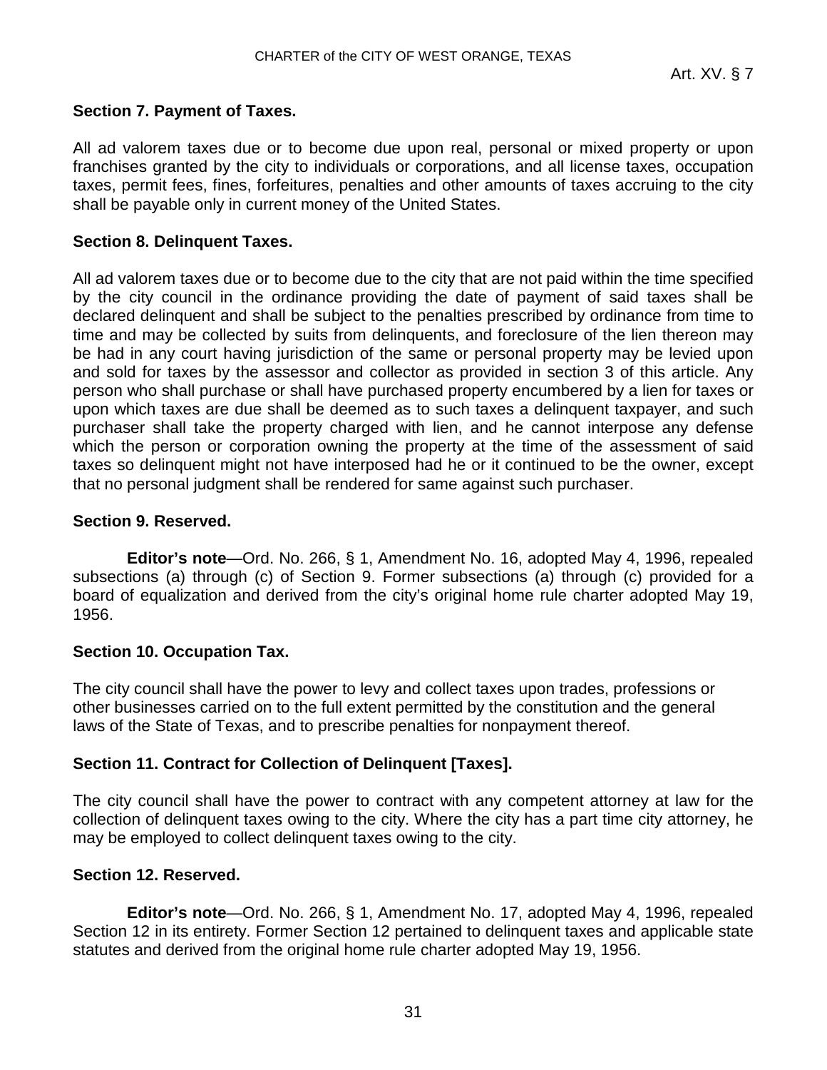#### Section 7. Payment of Taxes.

All ad valorem taxes due or to become due upon real, personal or mixed property or upon franchises granted by the city to individuals or corporations, and all license taxes, occupation taxes, permit fees, fines, forfeitures, penalties and other amounts of taxes accruing to the city shall be payable only in current money of the United States.

#### Section 8. Delinquent Taxes.

All ad valorem taxes due or to become due to the city that are not paid within the time specified by the city council in the ordinance providing the date of payment of said taxes shall be declared delinquent and shall be subject to the penalties prescribed by ordinance from time to time and may be collected by suits from delinquents, and foreclosure of the lien thereon may be had in any court having jurisdiction of the same or personal property may be levied upon and sold for taxes by the assessor and collector as provided in section 3 of this article. Any person who shall purchase or shall have purchased property encumbered by a lien for taxes or upon which taxes are due shall be deemed as to such taxes a delinquent taxpayer, and such purchaser shall take the property charged with lien, and he cannot interpose any defense which the person or corporation owning the property at the time of the assessment of said taxes so delinquent might not have interposed had he or it continued to be the owner, except that no personal judgment shall be rendered for same against such purchaser.

#### Section 9. Reserved.

**Editor's note**—Ord. No. 266, § 1, Amendment No. 16, adopted May 4, 1996, repealed subsections (a) through (c) of Section 9. Former subsections (a) through (c) provided for a board of equalization and derived from the city's original home rule charter adopted May 19, 1956.

#### Section 10. Occupation Tax.

The city council shall have the power to levy and collect taxes upon trades, professions or other businesses carried on to the full extent permitted by the constitution and the general laws of the State of Texas, and to prescribe penalties for nonpayment thereof.

#### Section 11. Contract for Collection of Delinquent [Taxes].

The city council shall have the power to contract with any competent attorney at law for the collection of delinquent taxes owing to the city. Where the city has a part time city attorney, he may be employed to collect delinquent taxes owing to the city.

#### Section 12. Reserved.

**Editor's note**—Ord. No. 266, § 1, Amendment No. 17, adopted May 4, 1996, repealed Section 12 in its entirety. Former Section 12 pertained to delinquent taxes and applicable state statutes and derived from the original home rule charter adopted May 19, 1956.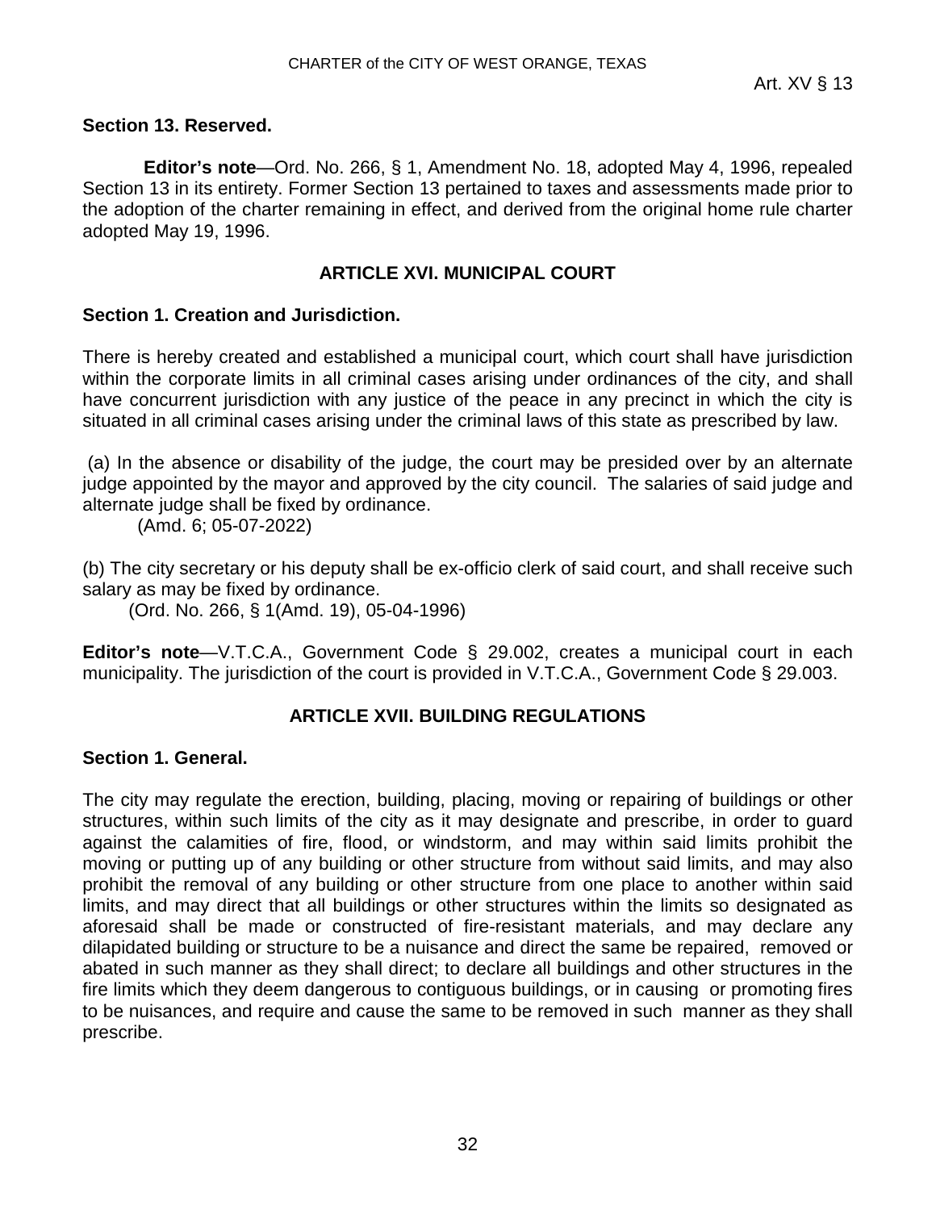**Section 13. Reserved.**

**Editor's note**—Ord. No. 266, § 1, Amendment No. 18, adopted May 4, 1996, repealed Section 13 in its entirety. Former Section 13 pertained to taxes and assessments made prior to the adoption of the charter remaining in effect, and derived from the original home rule charter adopted May 19, 1996.

## ARTICLE XVI. MUNICIPAL COURT

**Section 1. Creation and Jurisdiction.**

There is hereby created and established a municipal court, which court shall have jurisdiction within the corporate limits in all criminal cases arising under ordinances of the city, and shall have concurrent jurisdiction with any justice of the peace in any precinct in which the city is situated in all criminal cases arising under the criminal laws of this state as prescribed by law.

(a) In the absence or disability of the judge, the court may be presided over by an alternate judge appointed by the mayor and approved by the city council. The salaries of said judge and alternate judge shall be fixed by ordinance.

(Amd. 6; 05-07-2022)

(b) The city secretary or his deputy shall be ex-officio clerk of said court, and shall receive such salary as may be fixed by ordinance.

(Ord. No. 266, § 1(Amd. 19), 05-04-1996)

**Editor's note**—V.T.C.A., Government Code § 29.002, creates a municipal court in each municipality. The jurisdiction of the court is provided in V.T.C.A., Government Code § 29.003.

## ARTICLE XVII. BUILDING REGULATIONS

**Section 1. General.**

The city may regulate the erection, building, placing, moving or repairing of buildings or other structures, within such limits of the city as it may designate and prescribe, in order to guard against the calamities of fire, flood, or windstorm, and may within said limits prohibit the moving or putting up of any building or other structure from without said limits, and may also prohibit the removal of any building or other structure from one place to another within said limits, and may direct that all buildings or other structures within the limits so designated as aforesaid shall be made or constructed of fire-resistant materials, and may declare any dilapidated building or structure to be a nuisance and direct the same be repaired, removed or abated in such manner as they shall direct; to declare all buildings and other structures in the fire limits which they deem dangerous to contiguous buildings, or in causing or promoting fires to be nuisances, and require and cause the same to be removed in such manner as they shall prescribe.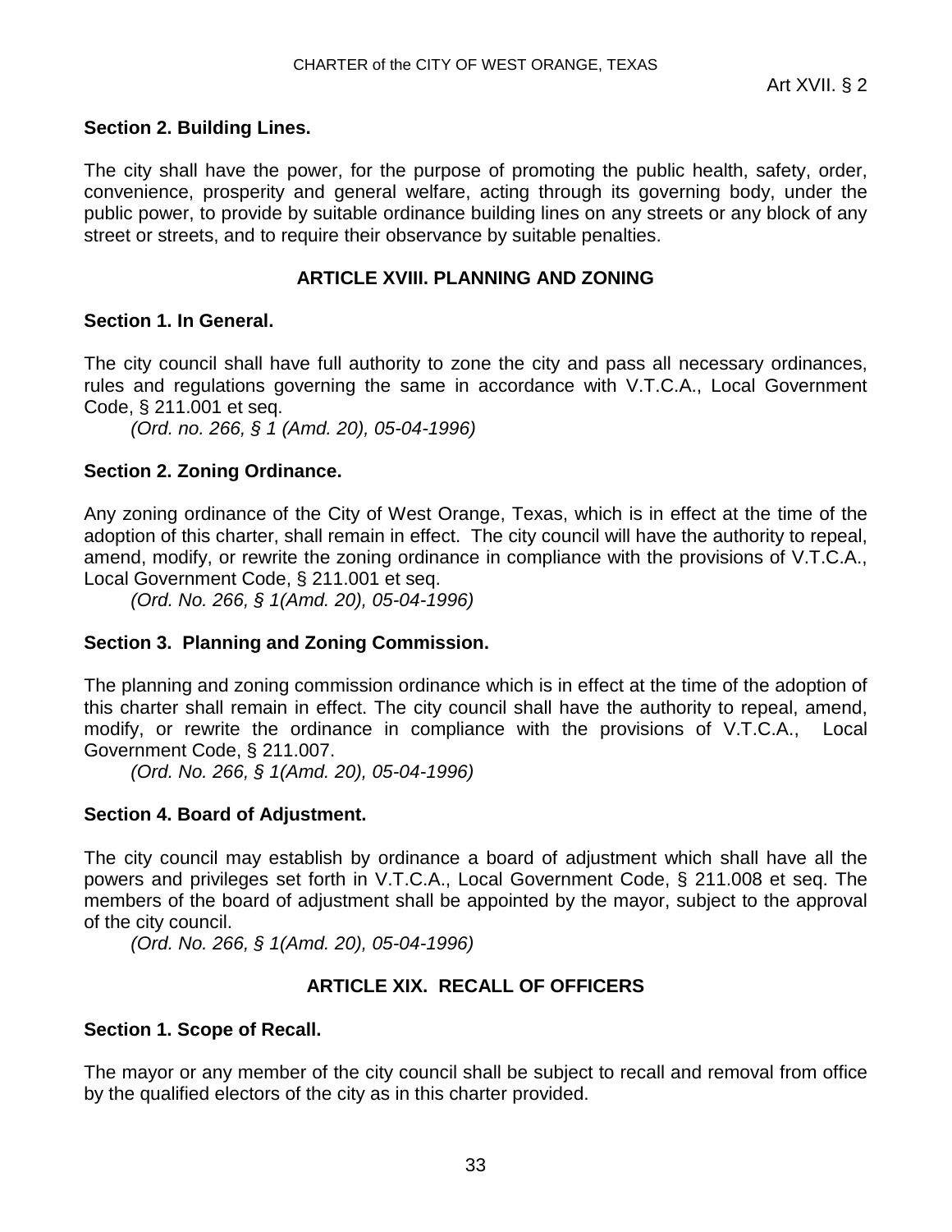### Section 2. Building Lines.

The city shall have the power, for the purpose of promoting the public health, safety, order, convenience, prosperity and general welfare, acting through its governing body, under the public power, to provide by suitable ordinance building lines on any streets or any block of any street or streets, and to require their observance by suitable penalties.

## ARTICLE XVIII. PLANNING AND ZONING

### Section 1. In General.

The city council shall have full authority to zone the city and pass all necessary ordinances, rules and regulations governing the same in accordance with V.T.C.A., Local Government Code, § 211.001 et seq.

*(Ord. no. 266, § 1 (Amd. 20), 05-04-1996)*

### Section 2. Zoning Ordinance.

Any zoning ordinance of the City of West Orange, Texas, which is in effect at the time of the adoption of this charter, shall remain in effect. The city council will have the authority to repeal, amend, modify, or rewrite the zoning ordinance in compliance with the provisions of V.T.C.A., Local Government Code, § 211.001 et seq.

*(Ord. No. 266, § 1(Amd. 20), 05-04-1996)*

### Section 3. Planning and Zoning Commission.

The planning and zoning commission ordinance which is in effect at the time of the adoption of this charter shall remain in effect. The city council shall have the authority to repeal, amend, modify, or rewrite the ordinance in compliance with the provisions of V.T.C.A., Local Government Code, § 211.007.

*(Ord. No. 266, § 1(Amd. 20), 05-04-1996)*

### Section 4. Board of Adjustment.

The city council may establish by ordinance a board of adjustment which shall have all the powers and privileges set forth in V.T.C.A., Local Government Code, § 211.008 et seq. The members of the board of adjustment shall be appointed by the mayor, subject to the approval of the city council.

*(Ord. No. 266, § 1(Amd. 20), 05-04-1996)*

## ARTICLE XIX. RECALL OF OFFICERS

### Section 1. Scope of Recall.

The mayor or any member of the city council shall be subject to recall and removal from office by the qualified electors of the city as in this charter provided.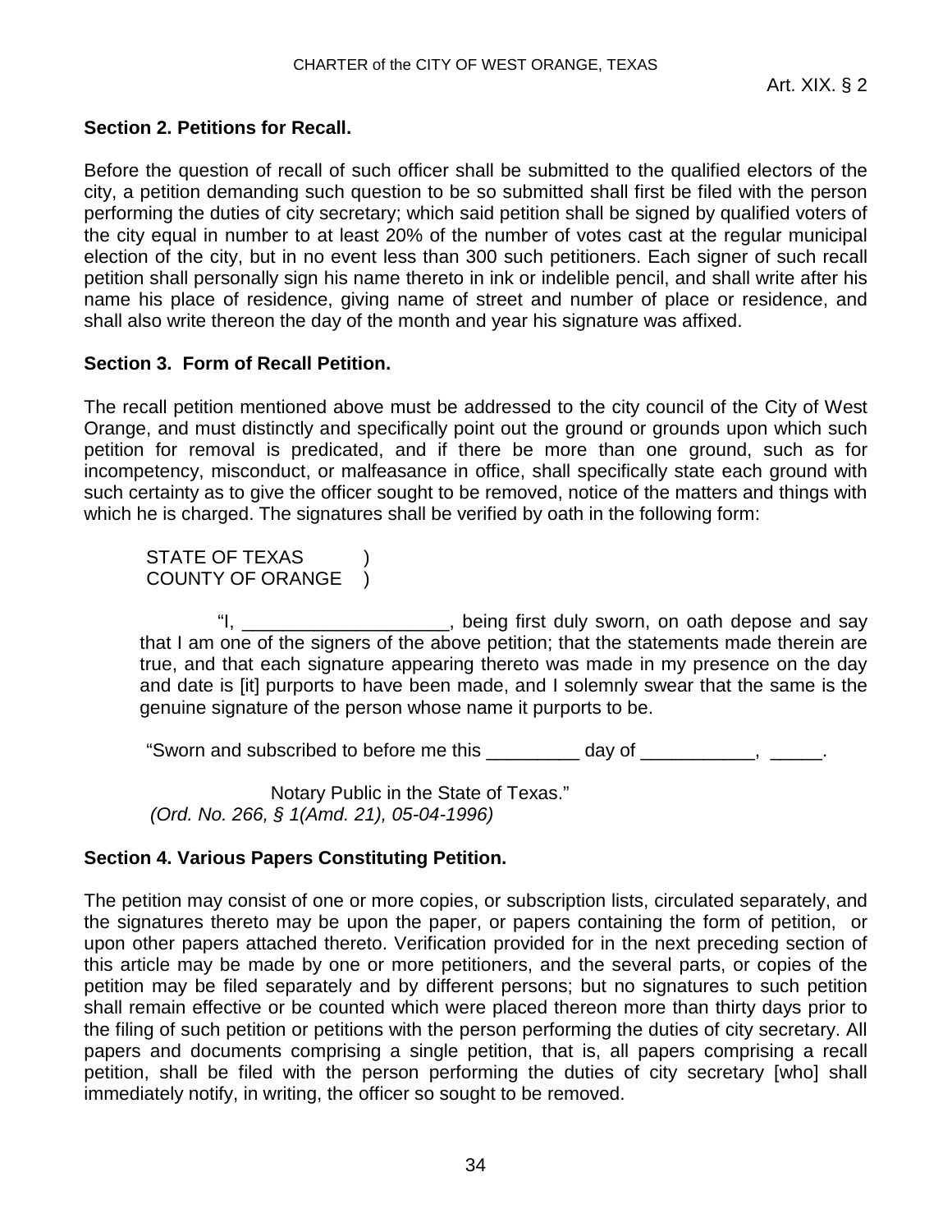### Section 2. Petitions for Recall.

Before the question of recall of such officer shall be submitted to the qualified electors of the city, a petition demanding such question to be so submitted shall first be filed with the person performing the duties of city secretary; which said petition shall be signed by qualified voters of the city equal in number to at least 20% of the number of votes cast at the regular municipal election of the city, but in no event less than 300 such petitioners. Each signer of such recall petition shall personally sign his name thereto in ink or indelible pencil, and shall write after his name his place of residence, giving name of street and number of place or residence, and shall also write thereon the day of the month and year his signature was affixed.

### Section 3. Form of Recall Petition.

The recall petition mentioned above must be addressed to the city council of the City of West Orange, and must distinctly and specifically point out the ground or grounds upon which such petition for removal is predicated, and if there be more than one ground, such as for incompetency, misconduct, or malfeasance in office, shall specifically state each ground with such certainty as to give the officer sought to be removed, notice of the matters and things with which he is charged. The signatures shall be verified by oath in the following form:

STATE OF TEXAS )
COUNTY OF ORANGE )

"I, ____________________, being first duly sworn, on oath depose and say that I am one of the signers of the above petition; that the statements made therein are true, and that each signature appearing thereto was made in my presence on the day and date is [it] purports to have been made, and I solemnly swear that the same is the genuine signature of the person whose name it purports to be.

"Sworn and subscribed to before me this _________ day of ___________, _____.

Notary Public in the State of Texas."

*(Ord. No. 266, § 1(Amd. 21), 05-04-1996)*

### Section 4. Various Papers Constituting Petition.

The petition may consist of one or more copies, or subscription lists, circulated separately, and the signatures thereto may be upon the paper, or papers containing the form of petition, or upon other papers attached thereto. Verification provided for in the next preceding section of this article may be made by one or more petitioners, and the several parts, or copies of the petition may be filed separately and by different persons; but no signatures to such petition shall remain effective or be counted which were placed thereon more than thirty days prior to the filing of such petition or petitions with the person performing the duties of city secretary. All papers and documents comprising a single petition, that is, all papers comprising a recall petition, shall be filed with the person performing the duties of city secretary [who] shall immediately notify, in writing, the officer so sought to be removed.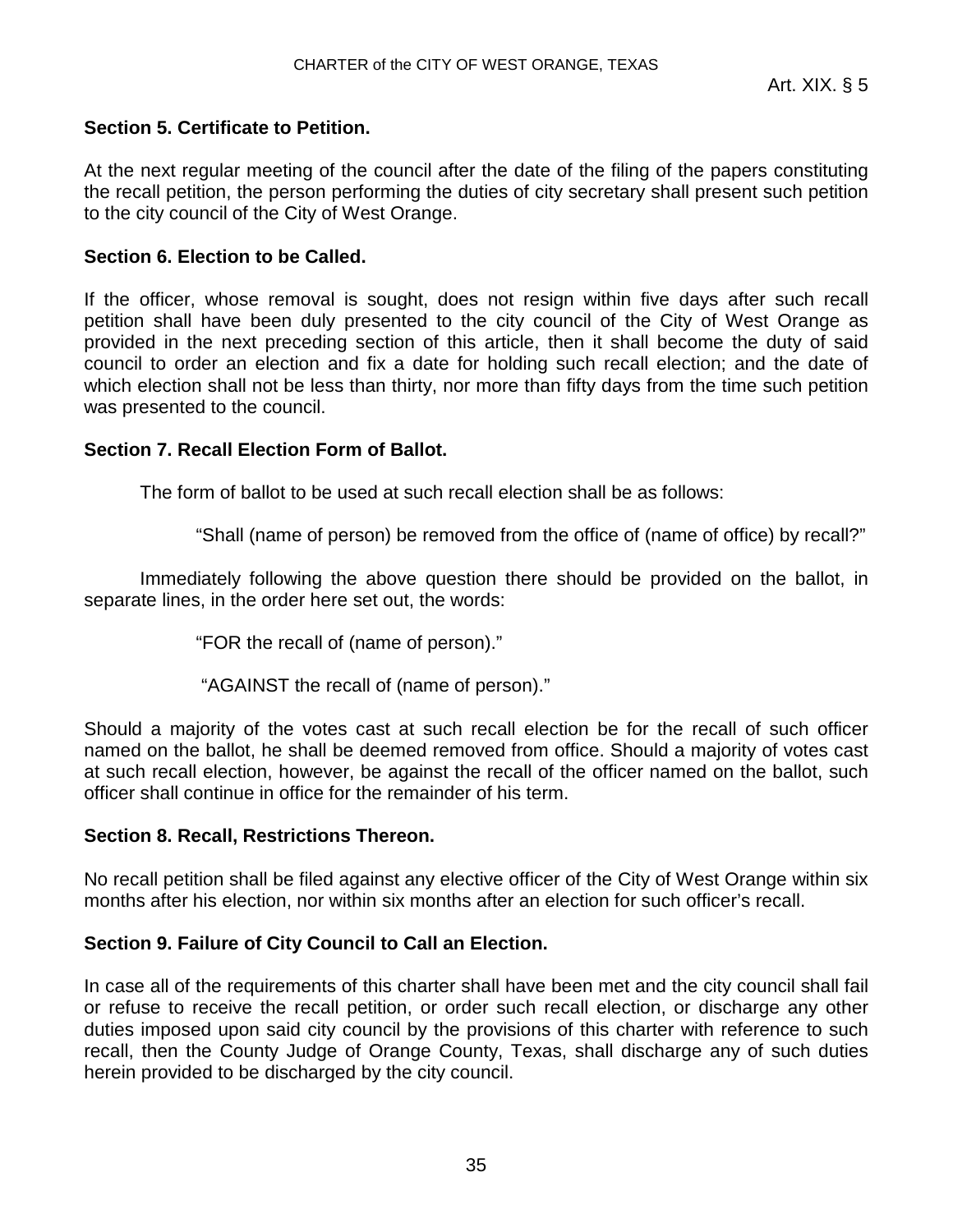### Section 5. Certificate to Petition.

At the next regular meeting of the council after the date of the filing of the papers constituting the recall petition, the person performing the duties of city secretary shall present such petition to the city council of the City of West Orange.

### Section 6. Election to be Called.

If the officer, whose removal is sought, does not resign within five days after such recall petition shall have been duly presented to the city council of the City of West Orange as provided in the next preceding section of this article, then it shall become the duty of said council to order an election and fix a date for holding such recall election; and the date of which election shall not be less than thirty, nor more than fifty days from the time such petition was presented to the council.

### Section 7. Recall Election Form of Ballot.

The form of ballot to be used at such recall election shall be as follows:

> "Shall (name of person) be removed from the office of (name of office) by recall?"

Immediately following the above question there should be provided on the ballot, in separate lines, in the order here set out, the words:

> "FOR the recall of (name of person)."
>
> "AGAINST the recall of (name of person)."

Should a majority of the votes cast at such recall election be for the recall of such officer named on the ballot, he shall be deemed removed from office. Should a majority of votes cast at such recall election, however, be against the recall of the officer named on the ballot, such officer shall continue in office for the remainder of his term.

### Section 8. Recall, Restrictions Thereon.

No recall petition shall be filed against any elective officer of the City of West Orange within six months after his election, nor within six months after an election for such officer's recall.

### Section 9. Failure of City Council to Call an Election.

In case all of the requirements of this charter shall have been met and the city council shall fail or refuse to receive the recall petition, or order such recall election, or discharge any other duties imposed upon said city council by the provisions of this charter with reference to such recall, then the County Judge of Orange County, Texas, shall discharge any of such duties herein provided to be discharged by the city council.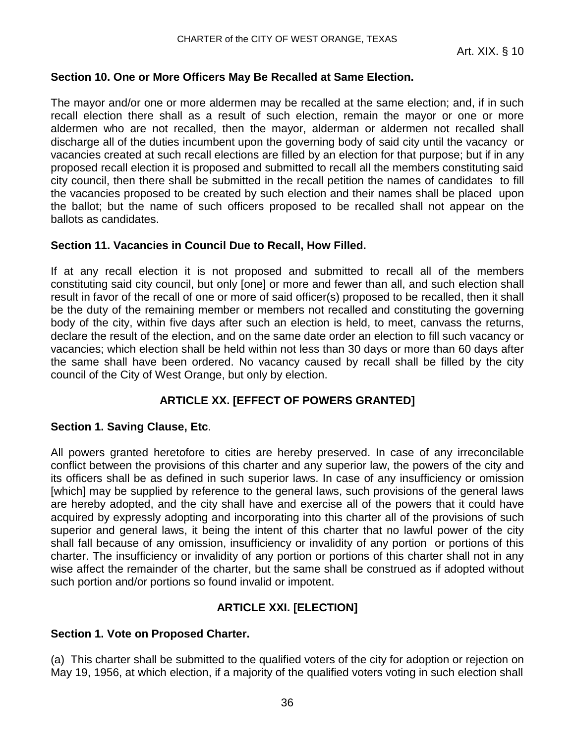**Section 10. One or More Officers May Be Recalled at Same Election.**

The mayor and/or one or more aldermen may be recalled at the same election; and, if in such recall election there shall as a result of such election, remain the mayor or one or more aldermen who are not recalled, then the mayor, alderman or aldermen not recalled shall discharge all of the duties incumbent upon the governing body of said city until the vacancy or vacancies created at such recall elections are filled by an election for that purpose; but if in any proposed recall election it is proposed and submitted to recall all the members constituting said city council, then there shall be submitted in the recall petition the names of candidates to fill the vacancies proposed to be created by such election and their names shall be placed upon the ballot; but the name of such officers proposed to be recalled shall not appear on the ballots as candidates.

**Section 11. Vacancies in Council Due to Recall, How Filled.**

If at any recall election it is not proposed and submitted to recall all of the members constituting said city council, but only [one] or more and fewer than all, and such election shall result in favor of the recall of one or more of said officer(s) proposed to be recalled, then it shall be the duty of the remaining member or members not recalled and constituting the governing body of the city, within five days after such an election is held, to meet, canvass the returns, declare the result of the election, and on the same date order an election to fill such vacancy or vacancies; which election shall be held within not less than 30 days or more than 60 days after the same shall have been ordered. No vacancy caused by recall shall be filled by the city council of the City of West Orange, but only by election.

## ARTICLE XX. [EFFECT OF POWERS GRANTED]

**Section 1. Saving Clause, Etc**.

All powers granted heretofore to cities are hereby preserved. In case of any irreconcilable conflict between the provisions of this charter and any superior law, the powers of the city and its officers shall be as defined in such superior laws. In case of any insufficiency or omission [which] may be supplied by reference to the general laws, such provisions of the general laws are hereby adopted, and the city shall have and exercise all of the powers that it could have acquired by expressly adopting and incorporating into this charter all of the provisions of such superior and general laws, it being the intent of this charter that no lawful power of the city shall fall because of any omission, insufficiency or invalidity of any portion or portions of this charter. The insufficiency or invalidity of any portion or portions of this charter shall not in any wise affect the remainder of the charter, but the same shall be construed as if adopted without such portion and/or portions so found invalid or impotent.

## ARTICLE XXI. [ELECTION]

**Section 1. Vote on Proposed Charter.**

(a) This charter shall be submitted to the qualified voters of the city for adoption or rejection on May 19, 1956, at which election, if a majority of the qualified voters voting in such election shall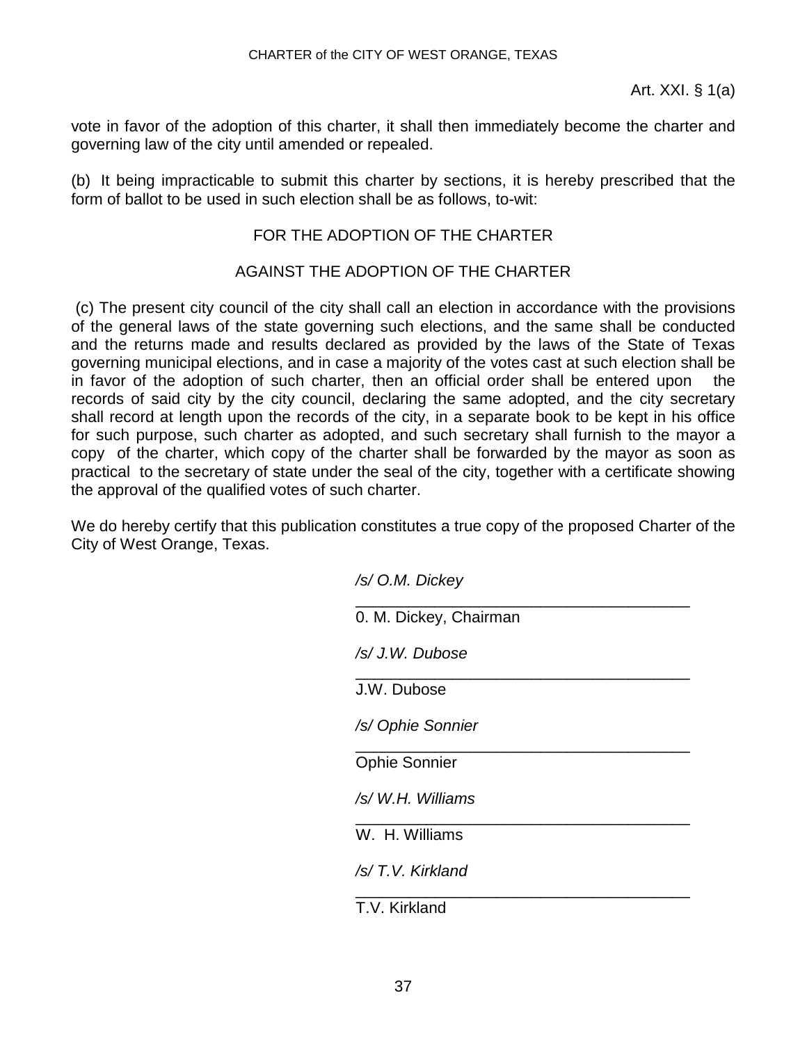vote in favor of the adoption of this charter, it shall then immediately become the charter and governing law of the city until amended or repealed.

(b) It being impracticable to submit this charter by sections, it is hereby prescribed that the form of ballot to be used in such election shall be as follows, to-wit:

FOR THE ADOPTION OF THE CHARTER

AGAINST THE ADOPTION OF THE CHARTER

(c) The present city council of the city shall call an election in accordance with the provisions of the general laws of the state governing such elections, and the same shall be conducted and the returns made and results declared as provided by the laws of the State of Texas governing municipal elections, and in case a majority of the votes cast at such election shall be in favor of the adoption of such charter, then an official order shall be entered upon the records of said city by the city council, declaring the same adopted, and the city secretary shall record at length upon the records of the city, in a separate book to be kept in his office for such purpose, such charter as adopted, and such secretary shall furnish to the mayor a copy of the charter, which copy of the charter shall be forwarded by the mayor as soon as practical to the secretary of state under the seal of the city, together with a certificate showing the approval of the qualified votes of such charter.

We do hereby certify that this publication constitutes a true copy of the proposed Charter of the City of West Orange, Texas.

*/s/ O.M. Dickey*
______________________________________
0. M. Dickey, Chairman

*/s/ J.W. Dubose*
______________________________________
J.W. Dubose

*/s/ Ophie Sonnier*
______________________________________
Ophie Sonnier

*/s/ W.H. Williams*
______________________________________
W. H. Williams

*/s/ T.V. Kirkland*
______________________________________
T.V. Kirkland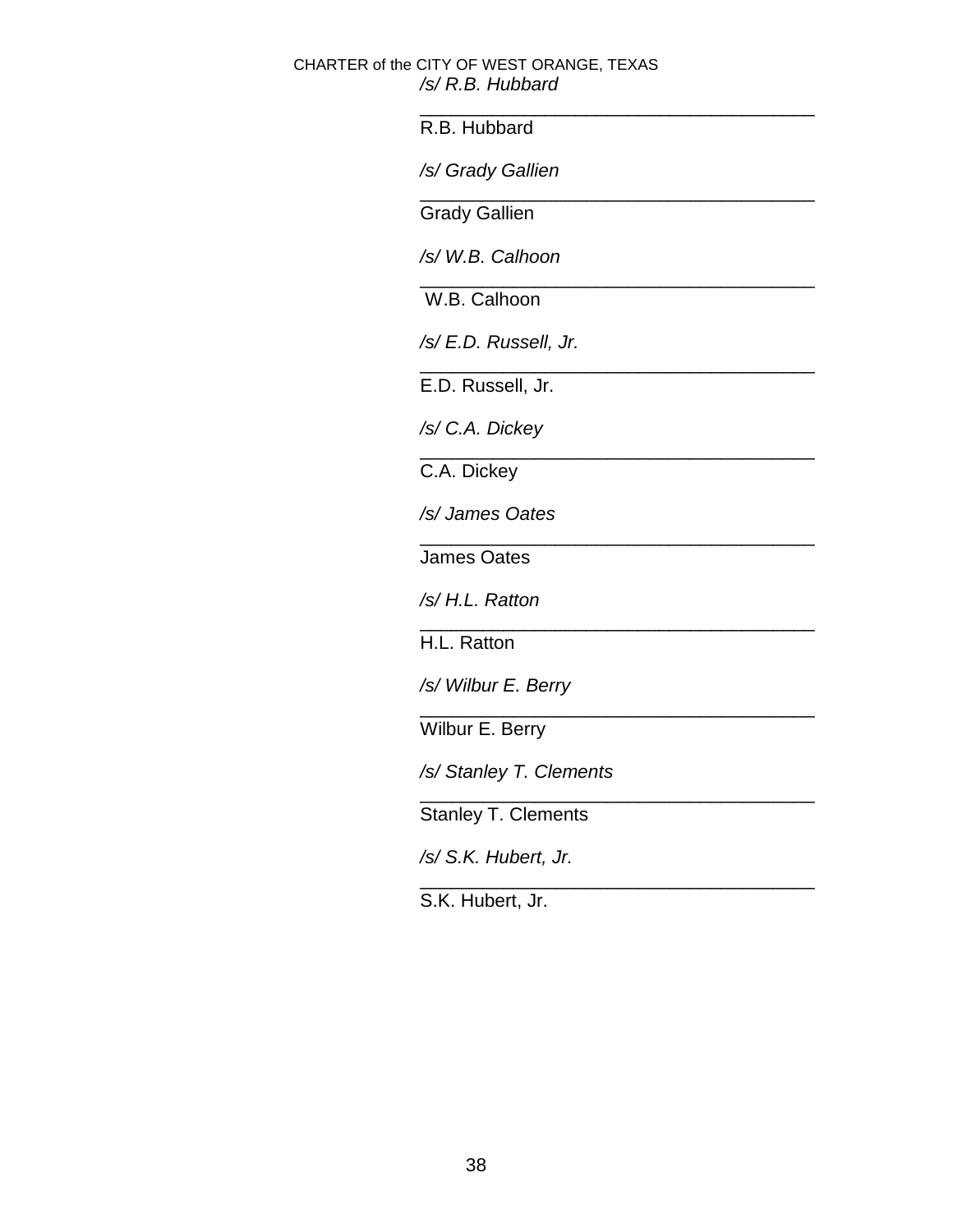*/s/ R.B. Hubbard*

\_\_\_\_\_\_\_\_\_\_\_\_\_\_\_\_\_\_\_\_\_\_\_\_\_\_\_\_\_\_\_\_\_\_\_\_\_\_\_
R.B. Hubbard

*/s/ Grady Gallien*

\_\_\_\_\_\_\_\_\_\_\_\_\_\_\_\_\_\_\_\_\_\_\_\_\_\_\_\_\_\_\_\_\_\_\_\_\_\_\_
Grady Gallien

*/s/ W.B. Calhoon*

\_\_\_\_\_\_\_\_\_\_\_\_\_\_\_\_\_\_\_\_\_\_\_\_\_\_\_\_\_\_\_\_\_\_\_\_\_\_\_
W.B. Calhoon

*/s/ E.D. Russell, Jr.*

\_\_\_\_\_\_\_\_\_\_\_\_\_\_\_\_\_\_\_\_\_\_\_\_\_\_\_\_\_\_\_\_\_\_\_\_\_\_\_
E.D. Russell, Jr.

*/s/ C.A. Dickey*

\_\_\_\_\_\_\_\_\_\_\_\_\_\_\_\_\_\_\_\_\_\_\_\_\_\_\_\_\_\_\_\_\_\_\_\_\_\_\_
C.A. Dickey

*/s/ James Oates*

\_\_\_\_\_\_\_\_\_\_\_\_\_\_\_\_\_\_\_\_\_\_\_\_\_\_\_\_\_\_\_\_\_\_\_\_\_\_\_
James Oates

*/s/ H.L. Ratton*

\_\_\_\_\_\_\_\_\_\_\_\_\_\_\_\_\_\_\_\_\_\_\_\_\_\_\_\_\_\_\_\_\_\_\_\_\_\_\_
H.L. Ratton

*/s/ Wilbur E. Berry*

\_\_\_\_\_\_\_\_\_\_\_\_\_\_\_\_\_\_\_\_\_\_\_\_\_\_\_\_\_\_\_\_\_\_\_\_\_\_\_
Wilbur E. Berry

*/s/ Stanley T. Clements*

\_\_\_\_\_\_\_\_\_\_\_\_\_\_\_\_\_\_\_\_\_\_\_\_\_\_\_\_\_\_\_\_\_\_\_\_\_\_\_
Stanley T. Clements

*/s/ S.K. Hubert, Jr.*

\_\_\_\_\_\_\_\_\_\_\_\_\_\_\_\_\_\_\_\_\_\_\_\_\_\_\_\_\_\_\_\_\_\_\_\_\_\_\_
S.K. Hubert, Jr.